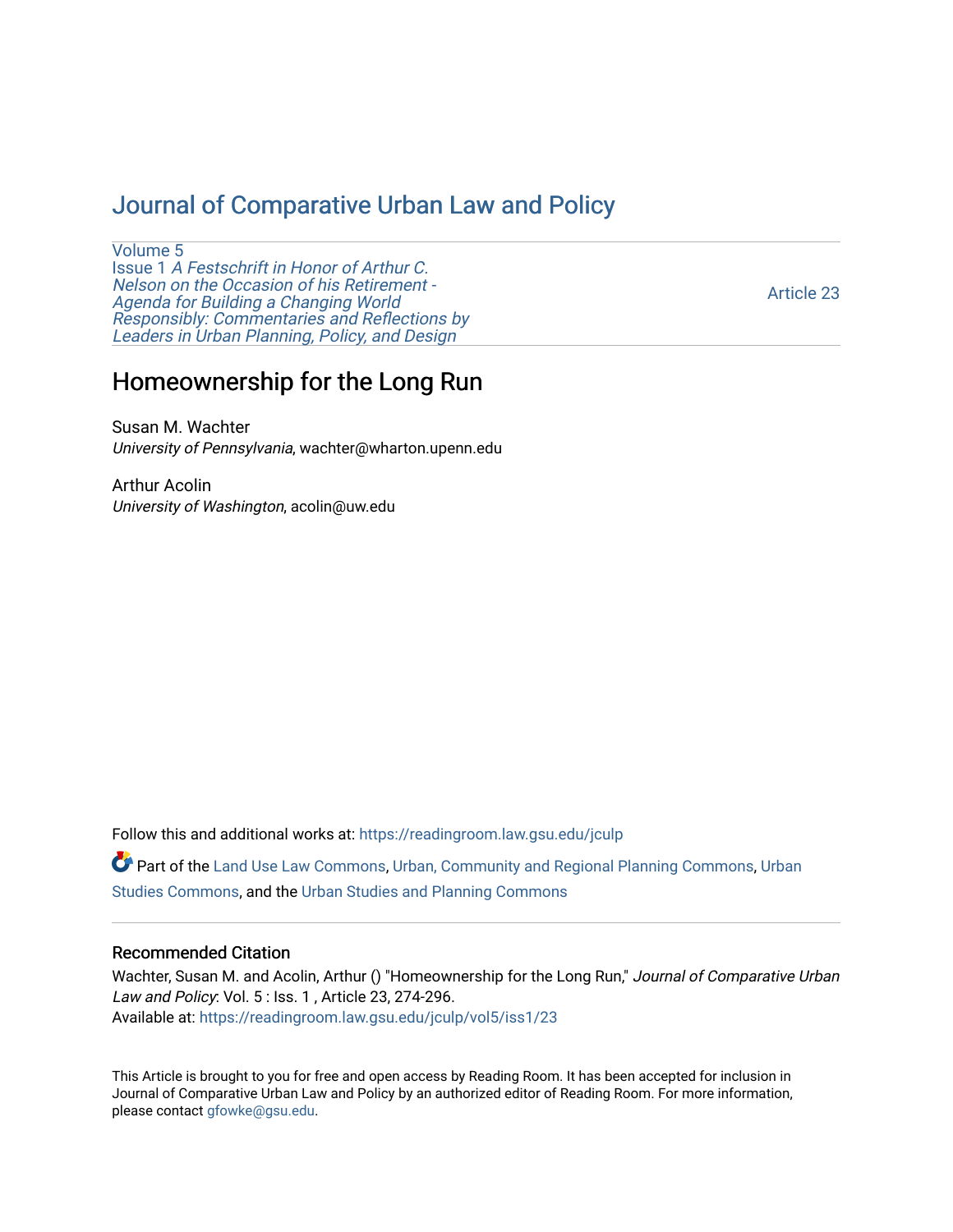# Journal of Comparative Urban Law and Policy

Volume 5
Issue 1 *A Festschrift in Honor of Arthur C. Nelson on the Occasion of his Retirement - Agenda for Building a Changing World Responsibly: Commentaries and Reflections by Leaders in Urban Planning, Policy, and Design*

Article 23

## Homeownership for the Long Run

Susan M. Wachter
*University of Pennsylvania*, wachter@wharton.upenn.edu

Arthur Acolin
*University of Washington*, acolin@uw.edu

Follow this and additional works at: https://readingroom.law.gsu.edu/jculp

Part of the Land Use Law Commons, Urban, Community and Regional Planning Commons, Urban Studies Commons, and the Urban Studies and Planning Commons

### Recommended Citation

Wachter, Susan M. and Acolin, Arthur () "Homeownership for the Long Run," *Journal of Comparative Urban Law and Policy*: Vol. 5 : Iss. 1 , Article 23, 274-296.
Available at: https://readingroom.law.gsu.edu/jculp/vol5/iss1/23

This Article is brought to you for free and open access by Reading Room. It has been accepted for inclusion in Journal of Comparative Urban Law and Policy by an authorized editor of Reading Room. For more information, please contact gfowke@gsu.edu.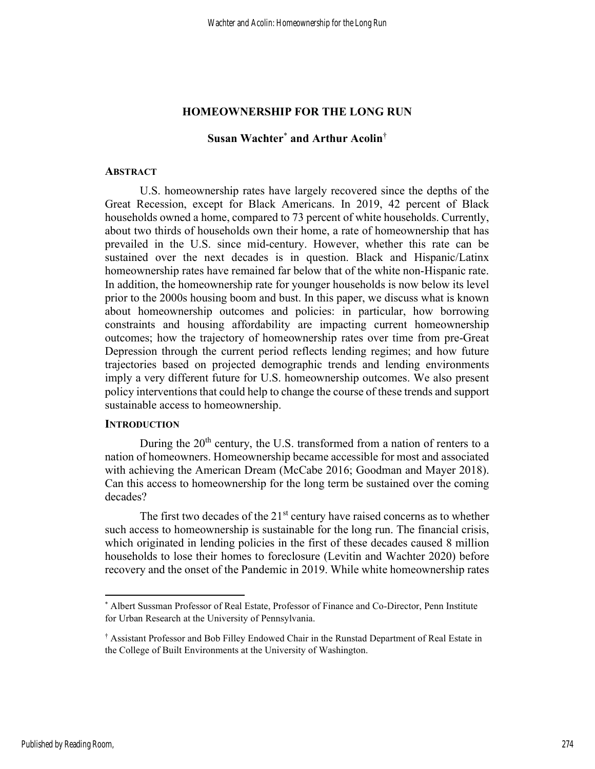## HOMEOWNERSHIP FOR THE LONG RUN

**Susan Wachter[*] and Arthur Acolin[†]**

### ABSTRACT

U.S. homeownership rates have largely recovered since the depths of the Great Recession, except for Black Americans. In 2019, 42 percent of Black households owned a home, compared to 73 percent of white households. Currently, about two thirds of households own their home, a rate of homeownership that has prevailed in the U.S. since mid-century. However, whether this rate can be sustained over the next decades is in question. Black and Hispanic/Latinx homeownership rates have remained far below that of the white non-Hispanic rate. In addition, the homeownership rate for younger households is now below its level prior to the 2000s housing boom and bust. In this paper, we discuss what is known about homeownership outcomes and policies: in particular, how borrowing constraints and housing affordability are impacting current homeownership outcomes; how the trajectory of homeownership rates over time from pre-Great Depression through the current period reflects lending regimes; and how future trajectories based on projected demographic trends and lending environments imply a very different future for U.S. homeownership outcomes. We also present policy interventions that could help to change the course of these trends and support sustainable access to homeownership.

### INTRODUCTION

During the 20th century, the U.S. transformed from a nation of renters to a nation of homeowners. Homeownership became accessible for most and associated with achieving the American Dream (McCabe 2016; Goodman and Mayer 2018). Can this access to homeownership for the long term be sustained over the coming decades?

The first two decades of the 21st century have raised concerns as to whether such access to homeownership is sustainable for the long run. The financial crisis, which originated in lending policies in the first of these decades caused 8 million households to lose their homes to foreclosure (Levitin and Wachter 2020) before recovery and the onset of the Pandemic in 2019. While white homeownership rates

---

[*] Albert Sussman Professor of Real Estate, Professor of Finance and Co-Director, Penn Institute for Urban Research at the University of Pennsylvania.

[†] Assistant Professor and Bob Filley Endowed Chair in the Runstad Department of Real Estate in the College of Built Environments at the University of Washington.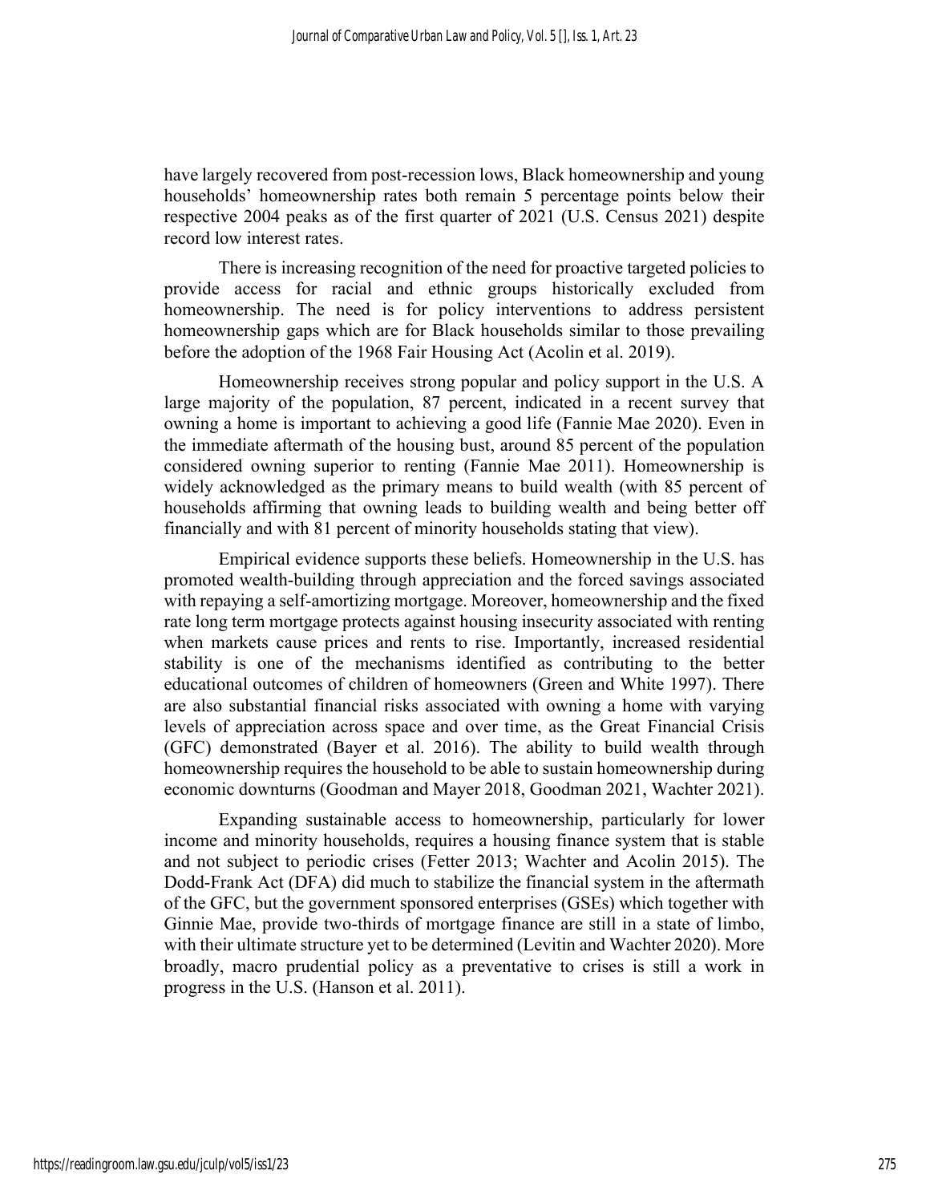have largely recovered from post-recession lows, Black homeownership and young households' homeownership rates both remain 5 percentage points below their respective 2004 peaks as of the first quarter of 2021 (U.S. Census 2021) despite record low interest rates.

There is increasing recognition of the need for proactive targeted policies to provide access for racial and ethnic groups historically excluded from homeownership. The need is for policy interventions to address persistent homeownership gaps which are for Black households similar to those prevailing before the adoption of the 1968 Fair Housing Act (Acolin et al. 2019).

Homeownership receives strong popular and policy support in the U.S. A large majority of the population, 87 percent, indicated in a recent survey that owning a home is important to achieving a good life (Fannie Mae 2020). Even in the immediate aftermath of the housing bust, around 85 percent of the population considered owning superior to renting (Fannie Mae 2011). Homeownership is widely acknowledged as the primary means to build wealth (with 85 percent of households affirming that owning leads to building wealth and being better off financially and with 81 percent of minority households stating that view).

Empirical evidence supports these beliefs. Homeownership in the U.S. has promoted wealth-building through appreciation and the forced savings associated with repaying a self-amortizing mortgage. Moreover, homeownership and the fixed rate long term mortgage protects against housing insecurity associated with renting when markets cause prices and rents to rise. Importantly, increased residential stability is one of the mechanisms identified as contributing to the better educational outcomes of children of homeowners (Green and White 1997). There are also substantial financial risks associated with owning a home with varying levels of appreciation across space and over time, as the Great Financial Crisis (GFC) demonstrated (Bayer et al. 2016). The ability to build wealth through homeownership requires the household to be able to sustain homeownership during economic downturns (Goodman and Mayer 2018, Goodman 2021, Wachter 2021).

Expanding sustainable access to homeownership, particularly for lower income and minority households, requires a housing finance system that is stable and not subject to periodic crises (Fetter 2013; Wachter and Acolin 2015). The Dodd-Frank Act (DFA) did much to stabilize the financial system in the aftermath of the GFC, but the government sponsored enterprises (GSEs) which together with Ginnie Mae, provide two-thirds of mortgage finance are still in a state of limbo, with their ultimate structure yet to be determined (Levitin and Wachter 2020). More broadly, macro prudential policy as a preventative to crises is still a work in progress in the U.S. (Hanson et al. 2011).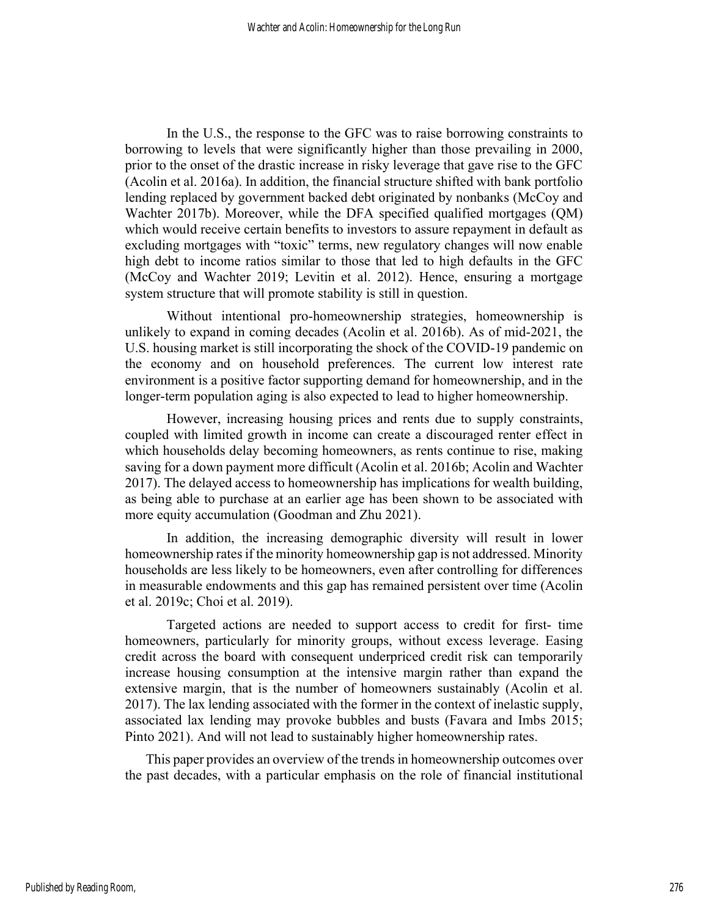In the U.S., the response to the GFC was to raise borrowing constraints to borrowing to levels that were significantly higher than those prevailing in 2000, prior to the onset of the drastic increase in risky leverage that gave rise to the GFC (Acolin et al. 2016a). In addition, the financial structure shifted with bank portfolio lending replaced by government backed debt originated by nonbanks (McCoy and Wachter 2017b). Moreover, while the DFA specified qualified mortgages (QM) which would receive certain benefits to investors to assure repayment in default as excluding mortgages with "toxic" terms, new regulatory changes will now enable high debt to income ratios similar to those that led to high defaults in the GFC (McCoy and Wachter 2019; Levitin et al. 2012). Hence, ensuring a mortgage system structure that will promote stability is still in question.

Without intentional pro-homeownership strategies, homeownership is unlikely to expand in coming decades (Acolin et al. 2016b). As of mid-2021, the U.S. housing market is still incorporating the shock of the COVID-19 pandemic on the economy and on household preferences. The current low interest rate environment is a positive factor supporting demand for homeownership, and in the longer-term population aging is also expected to lead to higher homeownership.

However, increasing housing prices and rents due to supply constraints, coupled with limited growth in income can create a discouraged renter effect in which households delay becoming homeowners, as rents continue to rise, making saving for a down payment more difficult (Acolin et al. 2016b; Acolin and Wachter 2017). The delayed access to homeownership has implications for wealth building, as being able to purchase at an earlier age has been shown to be associated with more equity accumulation (Goodman and Zhu 2021).

In addition, the increasing demographic diversity will result in lower homeownership rates if the minority homeownership gap is not addressed. Minority households are less likely to be homeowners, even after controlling for differences in measurable endowments and this gap has remained persistent over time (Acolin et al. 2019c; Choi et al. 2019).

Targeted actions are needed to support access to credit for first- time homeowners, particularly for minority groups, without excess leverage. Easing credit across the board with consequent underpriced credit risk can temporarily increase housing consumption at the intensive margin rather than expand the extensive margin, that is the number of homeowners sustainably (Acolin et al. 2017). The lax lending associated with the former in the context of inelastic supply, associated lax lending may provoke bubbles and busts (Favara and Imbs 2015; Pinto 2021). And will not lead to sustainably higher homeownership rates.

This paper provides an overview of the trends in homeownership outcomes over the past decades, with a particular emphasis on the role of financial institutional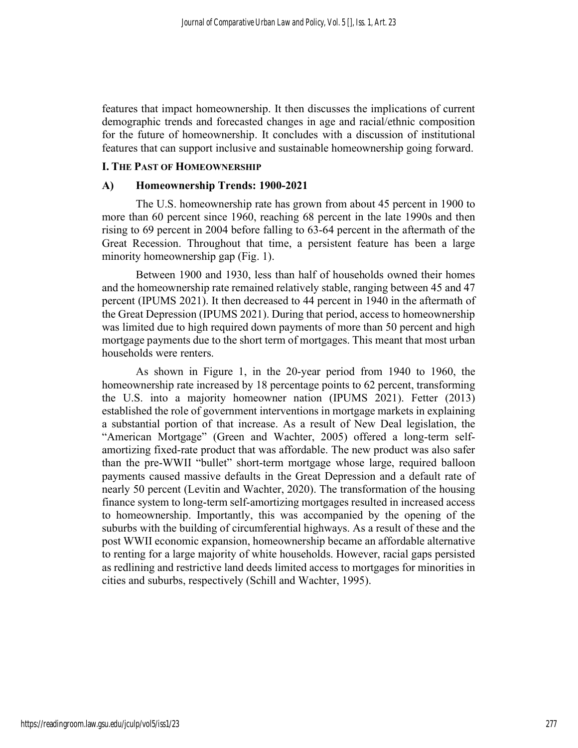features that impact homeownership. It then discusses the implications of current demographic trends and forecasted changes in age and racial/ethnic composition for the future of homeownership. It concludes with a discussion of institutional features that can support inclusive and sustainable homeownership going forward.

## I. The Past of Homeownership

### A) Homeownership Trends: 1900-2021

The U.S. homeownership rate has grown from about 45 percent in 1900 to more than 60 percent since 1960, reaching 68 percent in the late 1990s and then rising to 69 percent in 2004 before falling to 63-64 percent in the aftermath of the Great Recession. Throughout that time, a persistent feature has been a large minority homeownership gap (Fig. 1).

Between 1900 and 1930, less than half of households owned their homes and the homeownership rate remained relatively stable, ranging between 45 and 47 percent (IPUMS 2021). It then decreased to 44 percent in 1940 in the aftermath of the Great Depression (IPUMS 2021). During that period, access to homeownership was limited due to high required down payments of more than 50 percent and high mortgage payments due to the short term of mortgages. This meant that most urban households were renters.

As shown in Figure 1, in the 20-year period from 1940 to 1960, the homeownership rate increased by 18 percentage points to 62 percent, transforming the U.S. into a majority homeowner nation (IPUMS 2021). Fetter (2013) established the role of government interventions in mortgage markets in explaining a substantial portion of that increase. As a result of New Deal legislation, the "American Mortgage" (Green and Wachter, 2005) offered a long-term self-amortizing fixed-rate product that was affordable. The new product was also safer than the pre-WWII "bullet" short-term mortgage whose large, required balloon payments caused massive defaults in the Great Depression and a default rate of nearly 50 percent (Levitin and Wachter, 2020). The transformation of the housing finance system to long-term self-amortizing mortgages resulted in increased access to homeownership. Importantly, this was accompanied by the opening of the suburbs with the building of circumferential highways. As a result of these and the post WWII economic expansion, homeownership became an affordable alternative to renting for a large majority of white households. However, racial gaps persisted as redlining and restrictive land deeds limited access to mortgages for minorities in cities and suburbs, respectively (Schill and Wachter, 1995).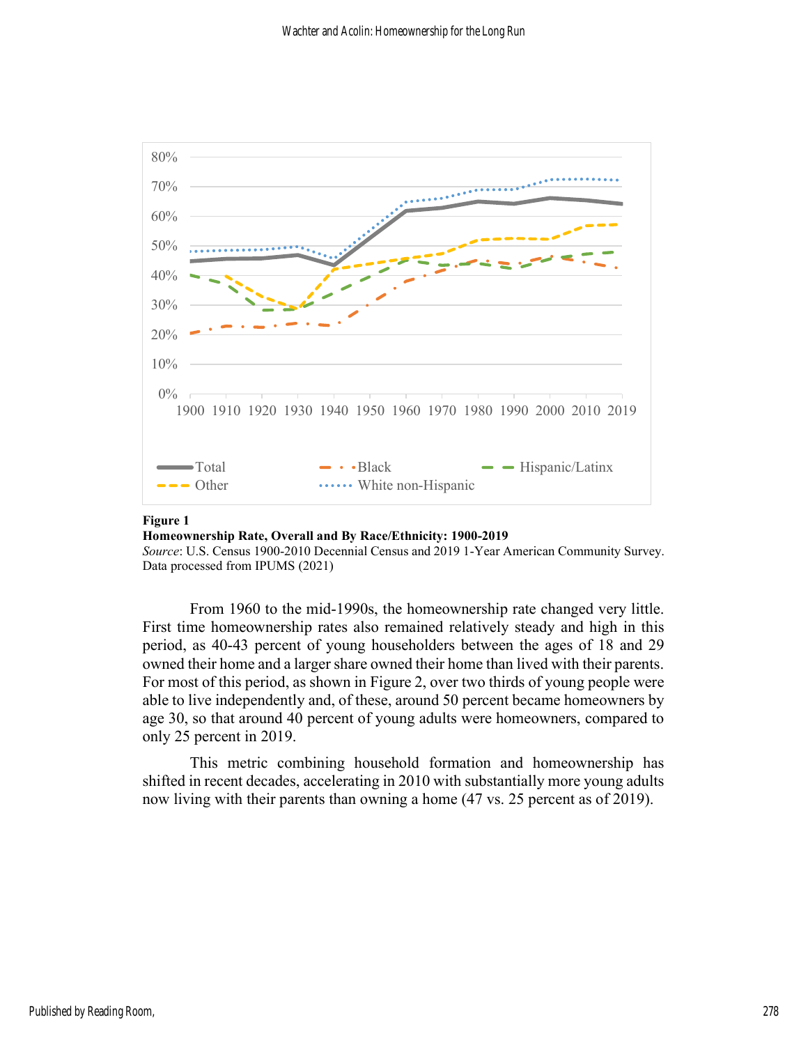**Figure 1**
**Homeownership Rate, Overall and By Race/Ethnicity: 1900-2019**
*Source*: U.S. Census 1900-2010 Decennial Census and 2019 1-Year American Community Survey. Data processed from IPUMS (2021)

From 1960 to the mid-1990s, the homeownership rate changed very little. First time homeownership rates also remained relatively steady and high in this period, as 40-43 percent of young householders between the ages of 18 and 29 owned their home and a larger share owned their home than lived with their parents. For most of this period, as shown in Figure 2, over two thirds of young people were able to live independently and, of these, around 50 percent became homeowners by age 30, so that around 40 percent of young adults were homeowners, compared to only 25 percent in 2019.

This metric combining household formation and homeownership has shifted in recent decades, accelerating in 2010 with substantially more young adults now living with their parents than owning a home (47 vs. 25 percent as of 2019).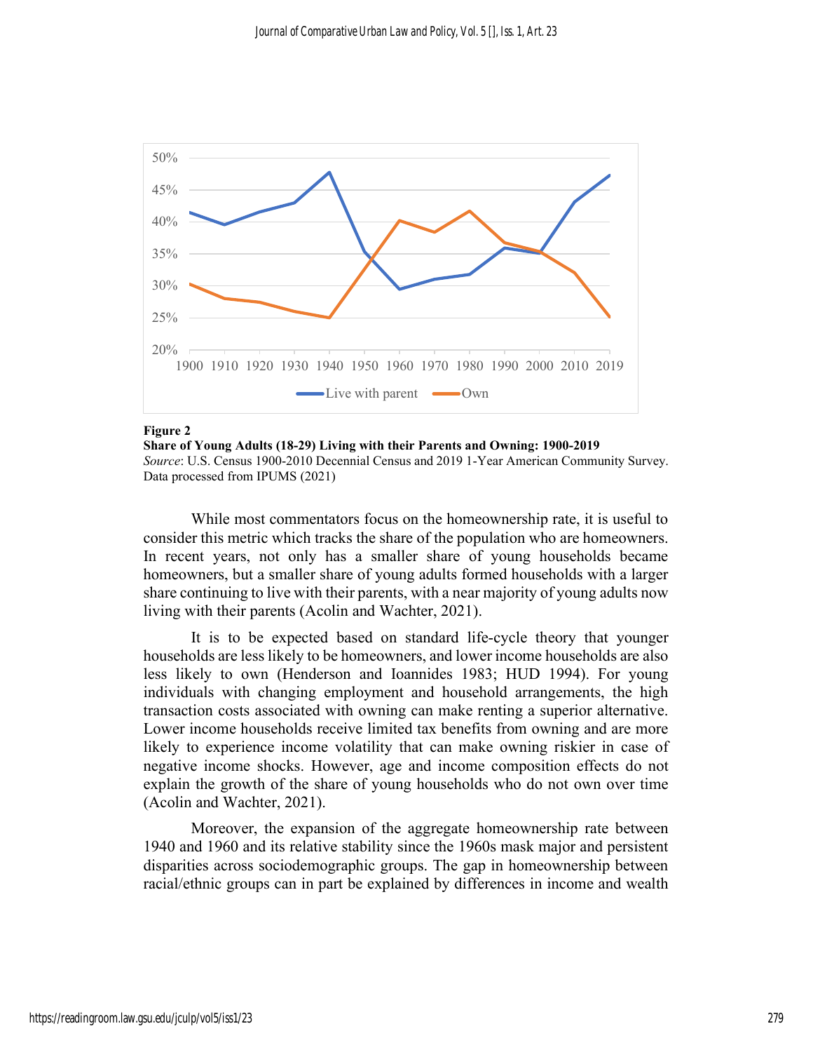**Figure 2**
**Share of Young Adults (18-29) Living with their Parents and Owning: 1900-2019**
*Source*: U.S. Census 1900-2010 Decennial Census and 2019 1-Year American Community Survey. Data processed from IPUMS (2021)

While most commentators focus on the homeownership rate, it is useful to consider this metric which tracks the share of the population who are homeowners. In recent years, not only has a smaller share of young households became homeowners, but a smaller share of young adults formed households with a larger share continuing to live with their parents, with a near majority of young adults now living with their parents (Acolin and Wachter, 2021).

It is to be expected based on standard life-cycle theory that younger households are less likely to be homeowners, and lower income households are also less likely to own (Henderson and Ioannides 1983; HUD 1994). For young individuals with changing employment and household arrangements, the high transaction costs associated with owning can make renting a superior alternative. Lower income households receive limited tax benefits from owning and are more likely to experience income volatility that can make owning riskier in case of negative income shocks. However, age and income composition effects do not explain the growth of the share of young households who do not own over time (Acolin and Wachter, 2021).

Moreover, the expansion of the aggregate homeownership rate between 1940 and 1960 and its relative stability since the 1960s mask major and persistent disparities across sociodemographic groups. The gap in homeownership between racial/ethnic groups can in part be explained by differences in income and wealth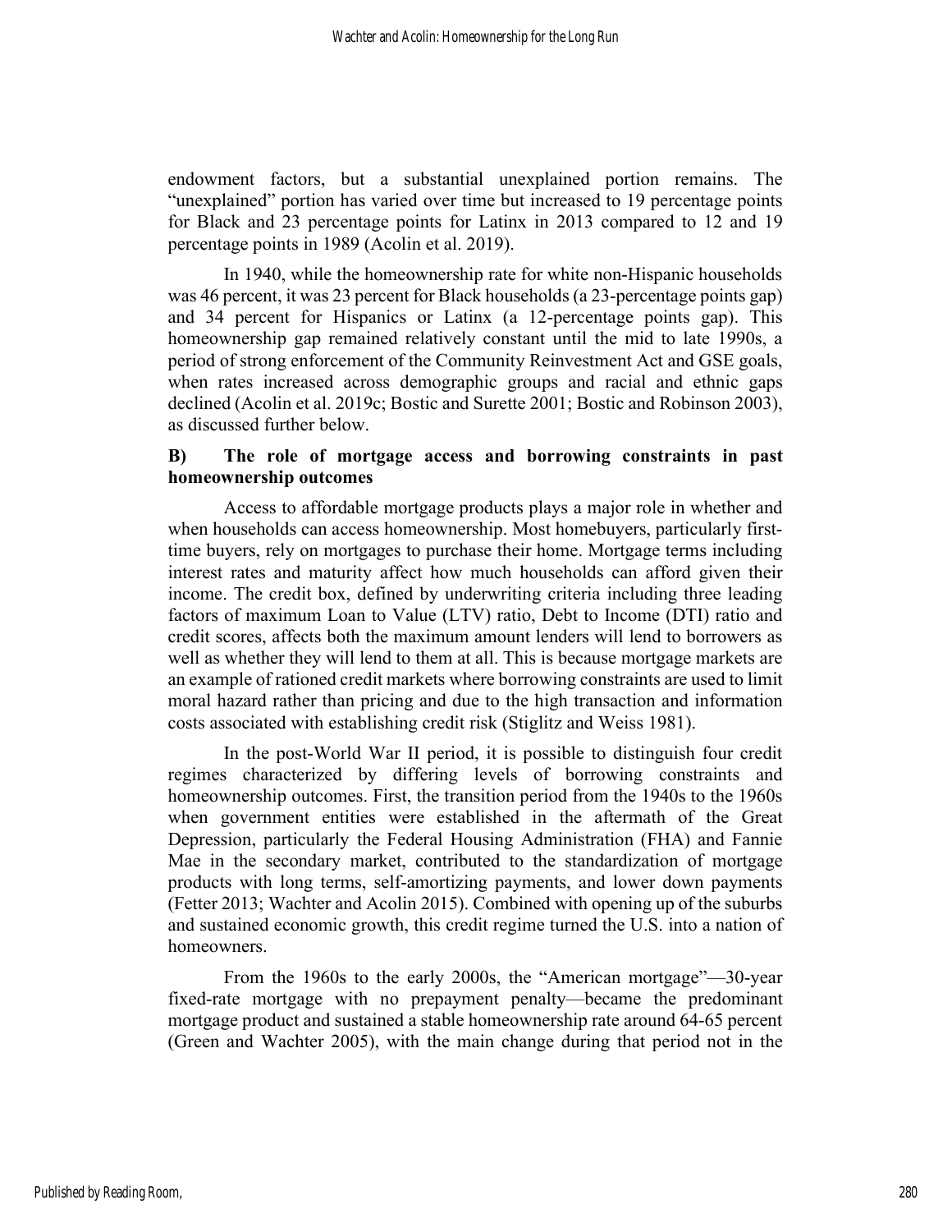endowment factors, but a substantial unexplained portion remains. The "unexplained" portion has varied over time but increased to 19 percentage points for Black and 23 percentage points for Latinx in 2013 compared to 12 and 19 percentage points in 1989 (Acolin et al. 2019).

In 1940, while the homeownership rate for white non-Hispanic households was 46 percent, it was 23 percent for Black households (a 23-percentage points gap) and 34 percent for Hispanics or Latinx (a 12-percentage points gap). This homeownership gap remained relatively constant until the mid to late 1990s, a period of strong enforcement of the Community Reinvestment Act and GSE goals, when rates increased across demographic groups and racial and ethnic gaps declined (Acolin et al. 2019c; Bostic and Surette 2001; Bostic and Robinson 2003), as discussed further below.

### B) The role of mortgage access and borrowing constraints in past homeownership outcomes

Access to affordable mortgage products plays a major role in whether and when households can access homeownership. Most homebuyers, particularly first-time buyers, rely on mortgages to purchase their home. Mortgage terms including interest rates and maturity affect how much households can afford given their income. The credit box, defined by underwriting criteria including three leading factors of maximum Loan to Value (LTV) ratio, Debt to Income (DTI) ratio and credit scores, affects both the maximum amount lenders will lend to borrowers as well as whether they will lend to them at all. This is because mortgage markets are an example of rationed credit markets where borrowing constraints are used to limit moral hazard rather than pricing and due to the high transaction and information costs associated with establishing credit risk (Stiglitz and Weiss 1981).

In the post-World War II period, it is possible to distinguish four credit regimes characterized by differing levels of borrowing constraints and homeownership outcomes. First, the transition period from the 1940s to the 1960s when government entities were established in the aftermath of the Great Depression, particularly the Federal Housing Administration (FHA) and Fannie Mae in the secondary market, contributed to the standardization of mortgage products with long terms, self-amortizing payments, and lower down payments (Fetter 2013; Wachter and Acolin 2015). Combined with opening up of the suburbs and sustained economic growth, this credit regime turned the U.S. into a nation of homeowners.

From the 1960s to the early 2000s, the "American mortgage"—30-year fixed-rate mortgage with no prepayment penalty—became the predominant mortgage product and sustained a stable homeownership rate around 64-65 percent (Green and Wachter 2005), with the main change during that period not in the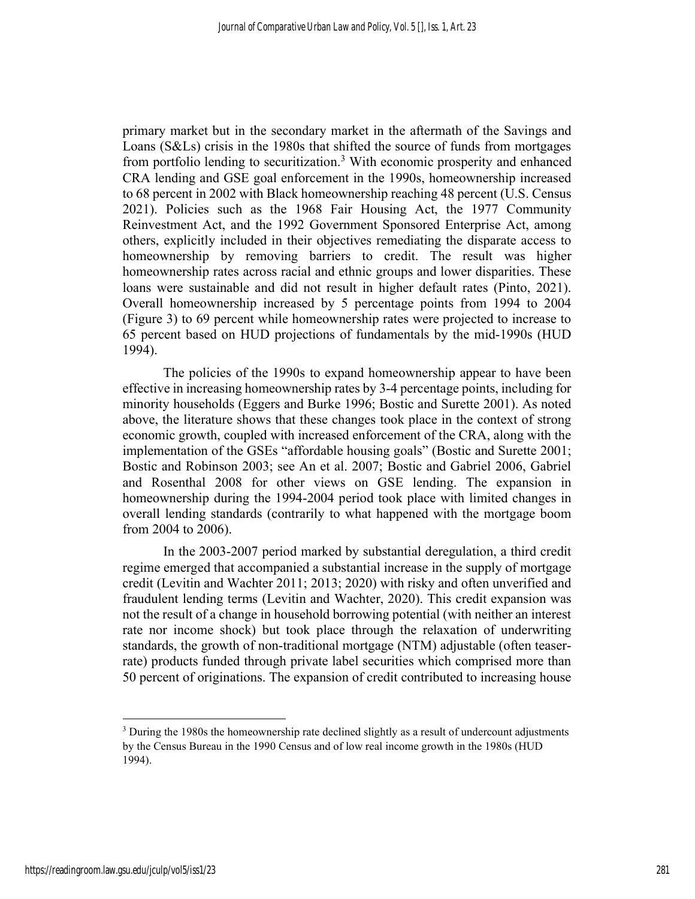primary market but in the secondary market in the aftermath of the Savings and Loans (S&Ls) crisis in the 1980s that shifted the source of funds from mortgages from portfolio lending to securitization.[3] With economic prosperity and enhanced CRA lending and GSE goal enforcement in the 1990s, homeownership increased to 68 percent in 2002 with Black homeownership reaching 48 percent (U.S. Census 2021). Policies such as the 1968 Fair Housing Act, the 1977 Community Reinvestment Act, and the 1992 Government Sponsored Enterprise Act, among others, explicitly included in their objectives remediating the disparate access to homeownership by removing barriers to credit. The result was higher homeownership rates across racial and ethnic groups and lower disparities. These loans were sustainable and did not result in higher default rates (Pinto, 2021). Overall homeownership increased by 5 percentage points from 1994 to 2004 (Figure 3) to 69 percent while homeownership rates were projected to increase to 65 percent based on HUD projections of fundamentals by the mid-1990s (HUD 1994).

The policies of the 1990s to expand homeownership appear to have been effective in increasing homeownership rates by 3-4 percentage points, including for minority households (Eggers and Burke 1996; Bostic and Surette 2001). As noted above, the literature shows that these changes took place in the context of strong economic growth, coupled with increased enforcement of the CRA, along with the implementation of the GSEs "affordable housing goals" (Bostic and Surette 2001; Bostic and Robinson 2003; see An et al. 2007; Bostic and Gabriel 2006, Gabriel and Rosenthal 2008 for other views on GSE lending. The expansion in homeownership during the 1994-2004 period took place with limited changes in overall lending standards (contrarily to what happened with the mortgage boom from 2004 to 2006).

In the 2003-2007 period marked by substantial deregulation, a third credit regime emerged that accompanied a substantial increase in the supply of mortgage credit (Levitin and Wachter 2011; 2013; 2020) with risky and often unverified and fraudulent lending terms (Levitin and Wachter, 2020). This credit expansion was not the result of a change in household borrowing potential (with neither an interest rate nor income shock) but took place through the relaxation of underwriting standards, the growth of non-traditional mortgage (NTM) adjustable (often teaser-rate) products funded through private label securities which comprised more than 50 percent of originations. The expansion of credit contributed to increasing house

[3] During the 1980s the homeownership rate declined slightly as a result of undercount adjustments by the Census Bureau in the 1990 Census and of low real income growth in the 1980s (HUD 1994).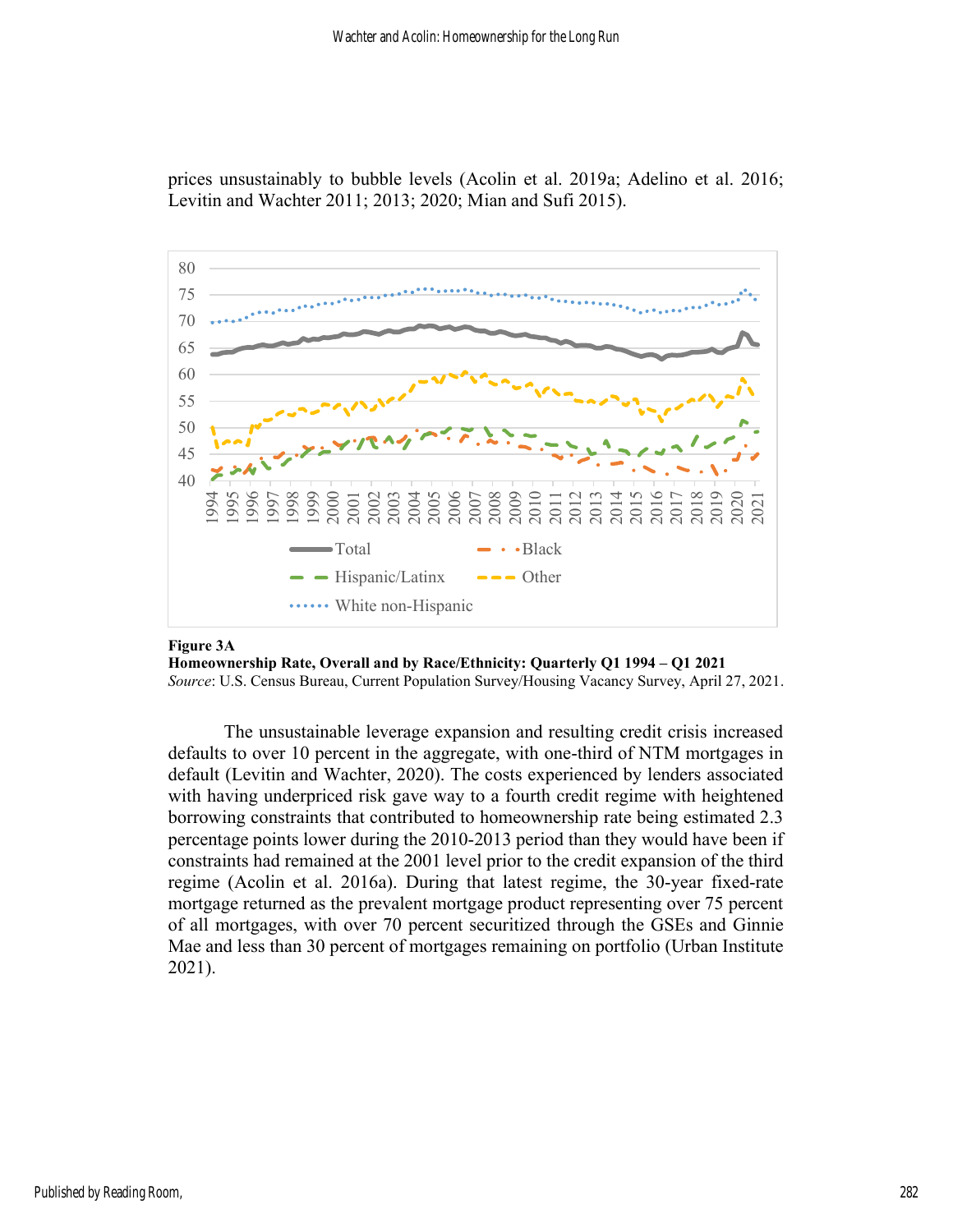prices unsustainably to bubble levels (Acolin et al. 2019a; Adelino et al. 2016; Levitin and Wachter 2011; 2013; 2020; Mian and Sufi 2015).

**Figure 3A**
**Homeownership Rate, Overall and by Race/Ethnicity: Quarterly Q1 1994 – Q1 2021**
*Source*: U.S. Census Bureau, Current Population Survey/Housing Vacancy Survey, April 27, 2021.

The unsustainable leverage expansion and resulting credit crisis increased defaults to over 10 percent in the aggregate, with one-third of NTM mortgages in default (Levitin and Wachter, 2020). The costs experienced by lenders associated with having underpriced risk gave way to a fourth credit regime with heightened borrowing constraints that contributed to homeownership rate being estimated 2.3 percentage points lower during the 2010-2013 period than they would have been if constraints had remained at the 2001 level prior to the credit expansion of the third regime (Acolin et al. 2016a). During that latest regime, the 30-year fixed-rate mortgage returned as the prevalent mortgage product representing over 75 percent of all mortgages, with over 70 percent securitized through the GSEs and Ginnie Mae and less than 30 percent of mortgages remaining on portfolio (Urban Institute 2021).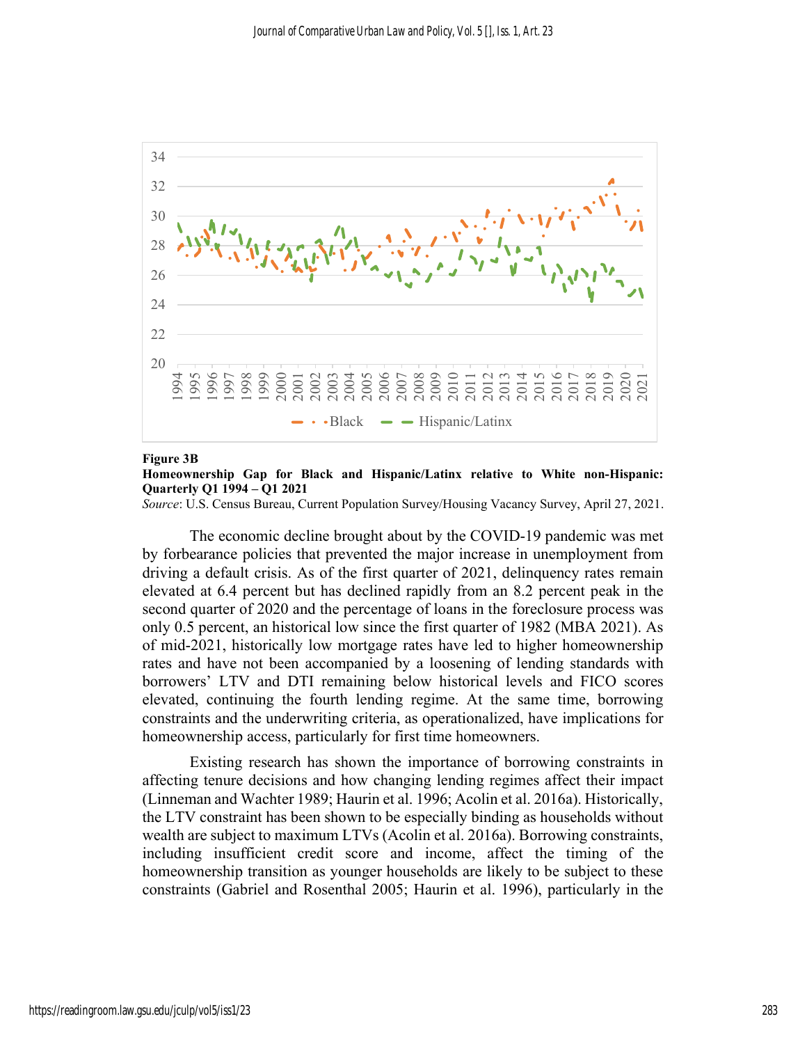**Figure 3B**

**Homeownership Gap for Black and Hispanic/Latinx relative to White non-Hispanic: Quarterly Q1 1994 – Q1 2021**

*Source*: U.S. Census Bureau, Current Population Survey/Housing Vacancy Survey, April 27, 2021.

The economic decline brought about by the COVID-19 pandemic was met by forbearance policies that prevented the major increase in unemployment from driving a default crisis. As of the first quarter of 2021, delinquency rates remain elevated at 6.4 percent but has declined rapidly from an 8.2 percent peak in the second quarter of 2020 and the percentage of loans in the foreclosure process was only 0.5 percent, an historical low since the first quarter of 1982 (MBA 2021). As of mid-2021, historically low mortgage rates have led to higher homeownership rates and have not been accompanied by a loosening of lending standards with borrowers' LTV and DTI remaining below historical levels and FICO scores elevated, continuing the fourth lending regime. At the same time, borrowing constraints and the underwriting criteria, as operationalized, have implications for homeownership access, particularly for first time homeowners.

Existing research has shown the importance of borrowing constraints in affecting tenure decisions and how changing lending regimes affect their impact (Linneman and Wachter 1989; Haurin et al. 1996; Acolin et al. 2016a). Historically, the LTV constraint has been shown to be especially binding as households without wealth are subject to maximum LTVs (Acolin et al. 2016a). Borrowing constraints, including insufficient credit score and income, affect the timing of the homeownership transition as younger households are likely to be subject to these constraints (Gabriel and Rosenthal 2005; Haurin et al. 1996), particularly in the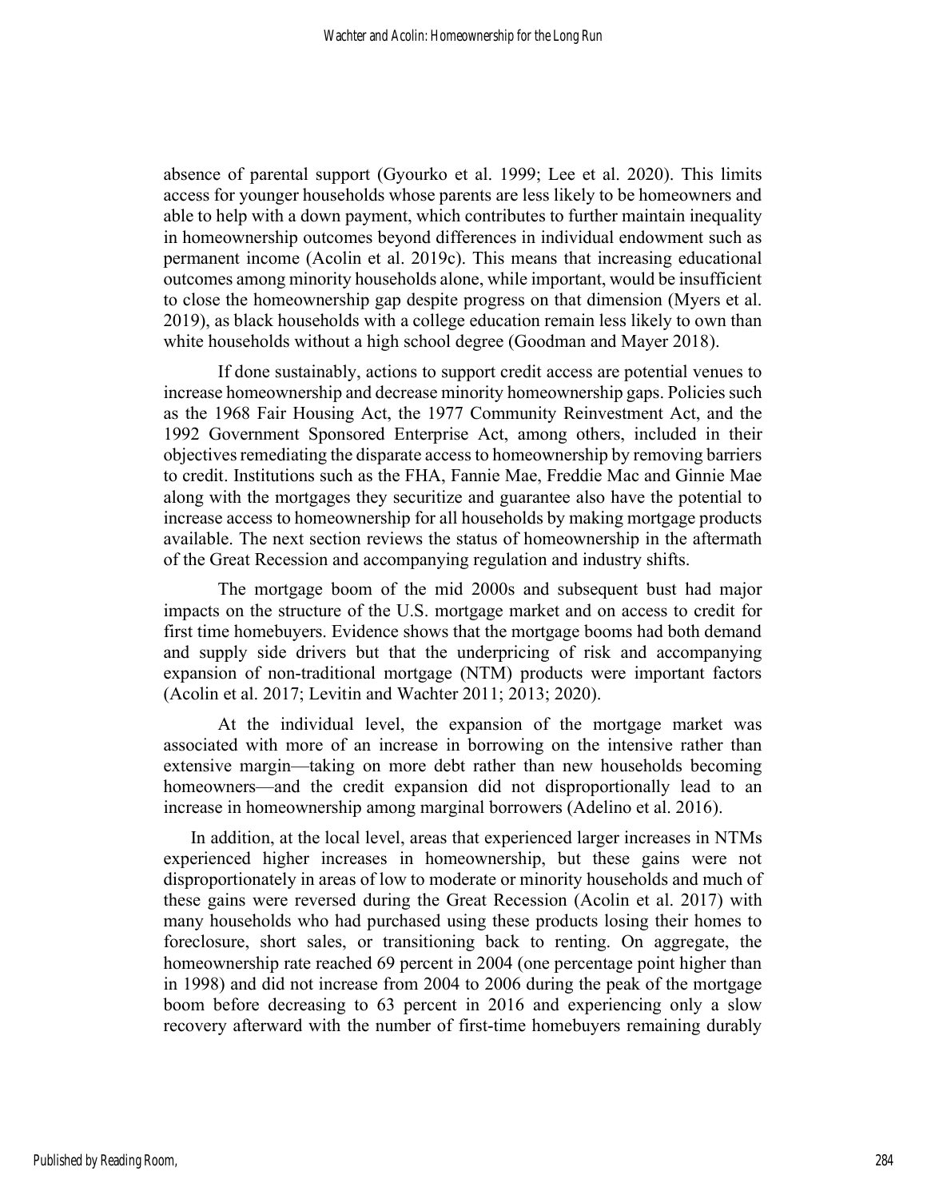absence of parental support (Gyourko et al. 1999; Lee et al. 2020). This limits access for younger households whose parents are less likely to be homeowners and able to help with a down payment, which contributes to further maintain inequality in homeownership outcomes beyond differences in individual endowment such as permanent income (Acolin et al. 2019c). This means that increasing educational outcomes among minority households alone, while important, would be insufficient to close the homeownership gap despite progress on that dimension (Myers et al. 2019), as black households with a college education remain less likely to own than white households without a high school degree (Goodman and Mayer 2018).

If done sustainably, actions to support credit access are potential venues to increase homeownership and decrease minority homeownership gaps. Policies such as the 1968 Fair Housing Act, the 1977 Community Reinvestment Act, and the 1992 Government Sponsored Enterprise Act, among others, included in their objectives remediating the disparate access to homeownership by removing barriers to credit. Institutions such as the FHA, Fannie Mae, Freddie Mac and Ginnie Mae along with the mortgages they securitize and guarantee also have the potential to increase access to homeownership for all households by making mortgage products available. The next section reviews the status of homeownership in the aftermath of the Great Recession and accompanying regulation and industry shifts.

The mortgage boom of the mid 2000s and subsequent bust had major impacts on the structure of the U.S. mortgage market and on access to credit for first time homebuyers. Evidence shows that the mortgage booms had both demand and supply side drivers but that the underpricing of risk and accompanying expansion of non-traditional mortgage (NTM) products were important factors (Acolin et al. 2017; Levitin and Wachter 2011; 2013; 2020).

At the individual level, the expansion of the mortgage market was associated with more of an increase in borrowing on the intensive rather than extensive margin—taking on more debt rather than new households becoming homeowners—and the credit expansion did not disproportionally lead to an increase in homeownership among marginal borrowers (Adelino et al. 2016).

In addition, at the local level, areas that experienced larger increases in NTMs experienced higher increases in homeownership, but these gains were not disproportionately in areas of low to moderate or minority households and much of these gains were reversed during the Great Recession (Acolin et al. 2017) with many households who had purchased using these products losing their homes to foreclosure, short sales, or transitioning back to renting. On aggregate, the homeownership rate reached 69 percent in 2004 (one percentage point higher than in 1998) and did not increase from 2004 to 2006 during the peak of the mortgage boom before decreasing to 63 percent in 2016 and experiencing only a slow recovery afterward with the number of first-time homebuyers remaining durably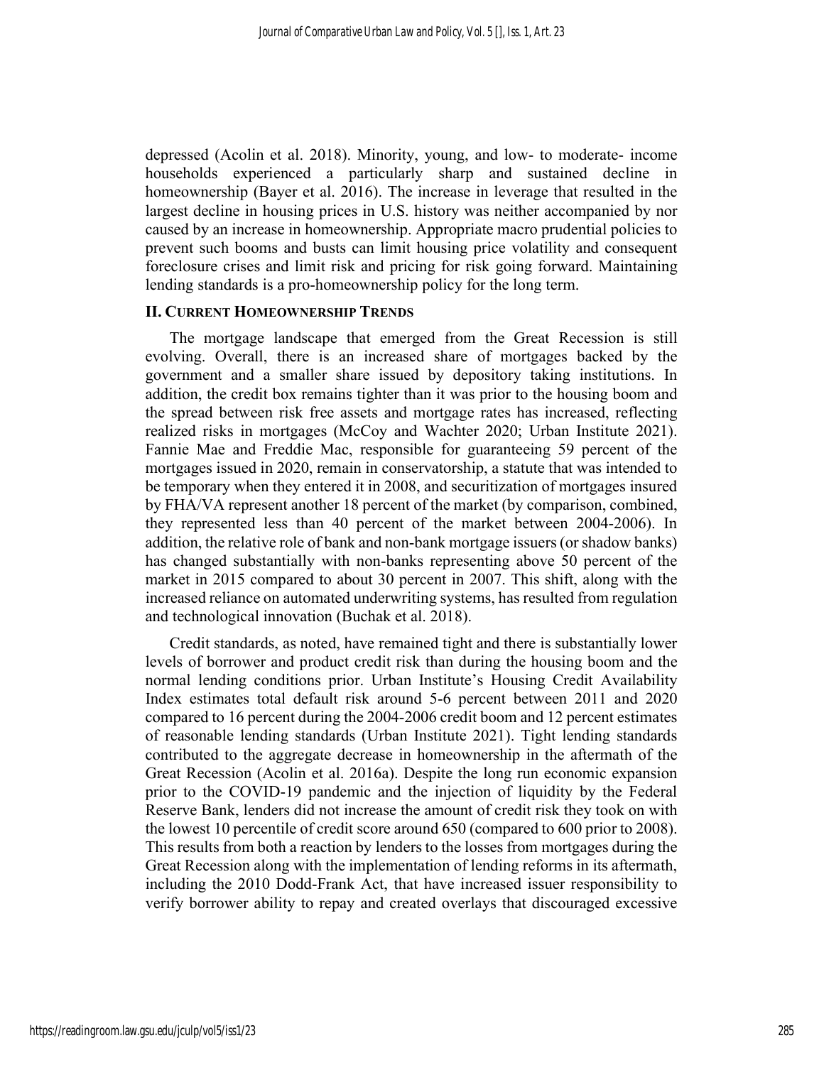depressed (Acolin et al. 2018). Minority, young, and low- to moderate- income households experienced a particularly sharp and sustained decline in homeownership (Bayer et al. 2016). The increase in leverage that resulted in the largest decline in housing prices in U.S. history was neither accompanied by nor caused by an increase in homeownership. Appropriate macro prudential policies to prevent such booms and busts can limit housing price volatility and consequent foreclosure crises and limit risk and pricing for risk going forward. Maintaining lending standards is a pro-homeownership policy for the long term.

## II. Current Homeownership Trends

The mortgage landscape that emerged from the Great Recession is still evolving. Overall, there is an increased share of mortgages backed by the government and a smaller share issued by depository taking institutions. In addition, the credit box remains tighter than it was prior to the housing boom and the spread between risk free assets and mortgage rates has increased, reflecting realized risks in mortgages (McCoy and Wachter 2020; Urban Institute 2021). Fannie Mae and Freddie Mac, responsible for guaranteeing 59 percent of the mortgages issued in 2020, remain in conservatorship, a statute that was intended to be temporary when they entered it in 2008, and securitization of mortgages insured by FHA/VA represent another 18 percent of the market (by comparison, combined, they represented less than 40 percent of the market between 2004-2006). In addition, the relative role of bank and non-bank mortgage issuers (or shadow banks) has changed substantially with non-banks representing above 50 percent of the market in 2015 compared to about 30 percent in 2007. This shift, along with the increased reliance on automated underwriting systems, has resulted from regulation and technological innovation (Buchak et al. 2018).

Credit standards, as noted, have remained tight and there is substantially lower levels of borrower and product credit risk than during the housing boom and the normal lending conditions prior. Urban Institute's Housing Credit Availability Index estimates total default risk around 5-6 percent between 2011 and 2020 compared to 16 percent during the 2004-2006 credit boom and 12 percent estimates of reasonable lending standards (Urban Institute 2021). Tight lending standards contributed to the aggregate decrease in homeownership in the aftermath of the Great Recession (Acolin et al. 2016a). Despite the long run economic expansion prior to the COVID-19 pandemic and the injection of liquidity by the Federal Reserve Bank, lenders did not increase the amount of credit risk they took on with the lowest 10 percentile of credit score around 650 (compared to 600 prior to 2008). This results from both a reaction by lenders to the losses from mortgages during the Great Recession along with the implementation of lending reforms in its aftermath, including the 2010 Dodd-Frank Act, that have increased issuer responsibility to verify borrower ability to repay and created overlays that discouraged excessive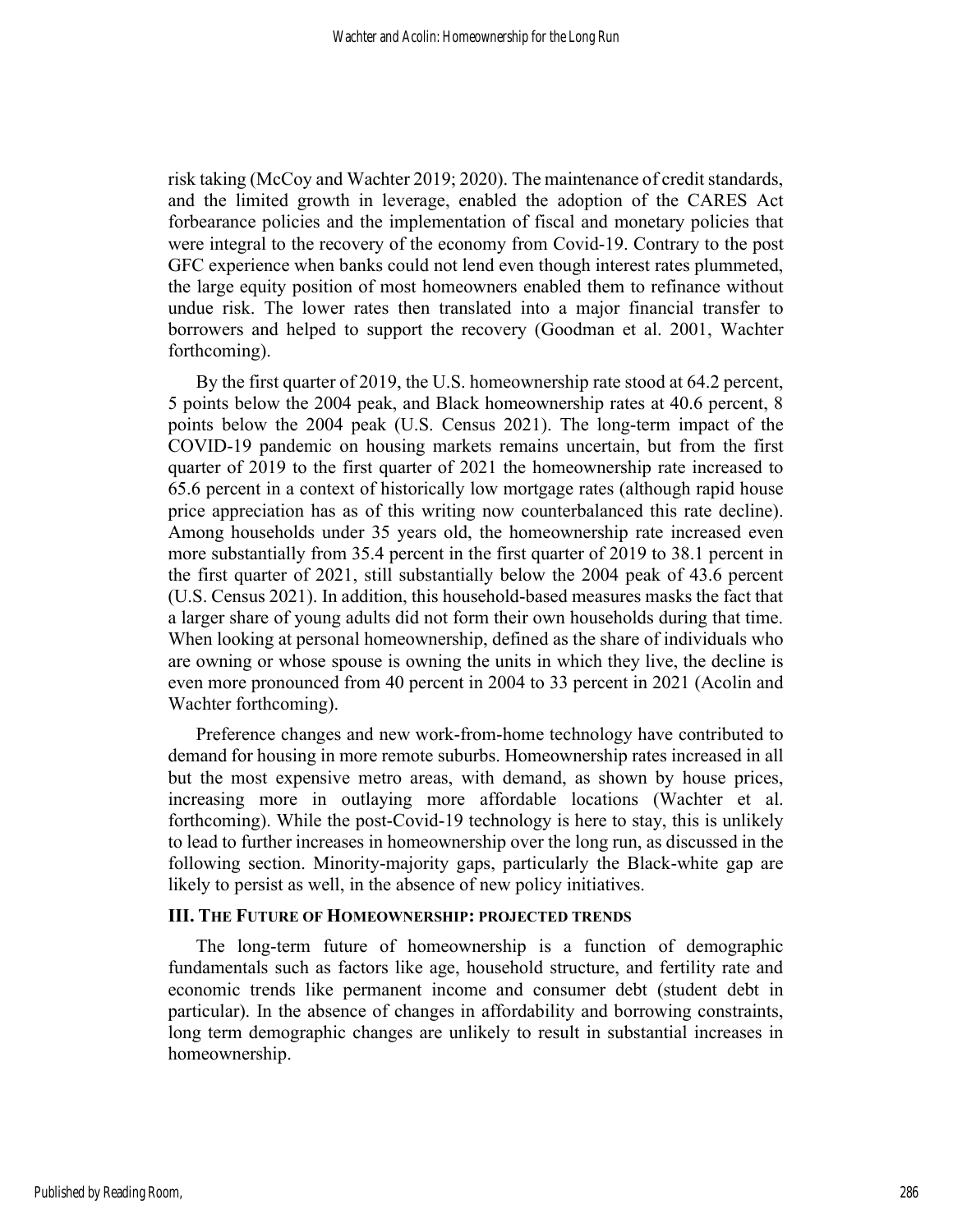risk taking (McCoy and Wachter 2019; 2020). The maintenance of credit standards, and the limited growth in leverage, enabled the adoption of the CARES Act forbearance policies and the implementation of fiscal and monetary policies that were integral to the recovery of the economy from Covid-19. Contrary to the post GFC experience when banks could not lend even though interest rates plummeted, the large equity position of most homeowners enabled them to refinance without undue risk. The lower rates then translated into a major financial transfer to borrowers and helped to support the recovery (Goodman et al. 2001, Wachter forthcoming).

By the first quarter of 2019, the U.S. homeownership rate stood at 64.2 percent, 5 points below the 2004 peak, and Black homeownership rates at 40.6 percent, 8 points below the 2004 peak (U.S. Census 2021). The long-term impact of the COVID-19 pandemic on housing markets remains uncertain, but from the first quarter of 2019 to the first quarter of 2021 the homeownership rate increased to 65.6 percent in a context of historically low mortgage rates (although rapid house price appreciation has as of this writing now counterbalanced this rate decline). Among households under 35 years old, the homeownership rate increased even more substantially from 35.4 percent in the first quarter of 2019 to 38.1 percent in the first quarter of 2021, still substantially below the 2004 peak of 43.6 percent (U.S. Census 2021). In addition, this household-based measures masks the fact that a larger share of young adults did not form their own households during that time. When looking at personal homeownership, defined as the share of individuals who are owning or whose spouse is owning the units in which they live, the decline is even more pronounced from 40 percent in 2004 to 33 percent in 2021 (Acolin and Wachter forthcoming).

Preference changes and new work-from-home technology have contributed to demand for housing in more remote suburbs. Homeownership rates increased in all but the most expensive metro areas, with demand, as shown by house prices, increasing more in outlaying more affordable locations (Wachter et al. forthcoming). While the post-Covid-19 technology is here to stay, this is unlikely to lead to further increases in homeownership over the long run, as discussed in the following section. Minority-majority gaps, particularly the Black-white gap are likely to persist as well, in the absence of new policy initiatives.

### III. The Future of Homeownership: projected trends

The long-term future of homeownership is a function of demographic fundamentals such as factors like age, household structure, and fertility rate and economic trends like permanent income and consumer debt (student debt in particular). In the absence of changes in affordability and borrowing constraints, long term demographic changes are unlikely to result in substantial increases in homeownership.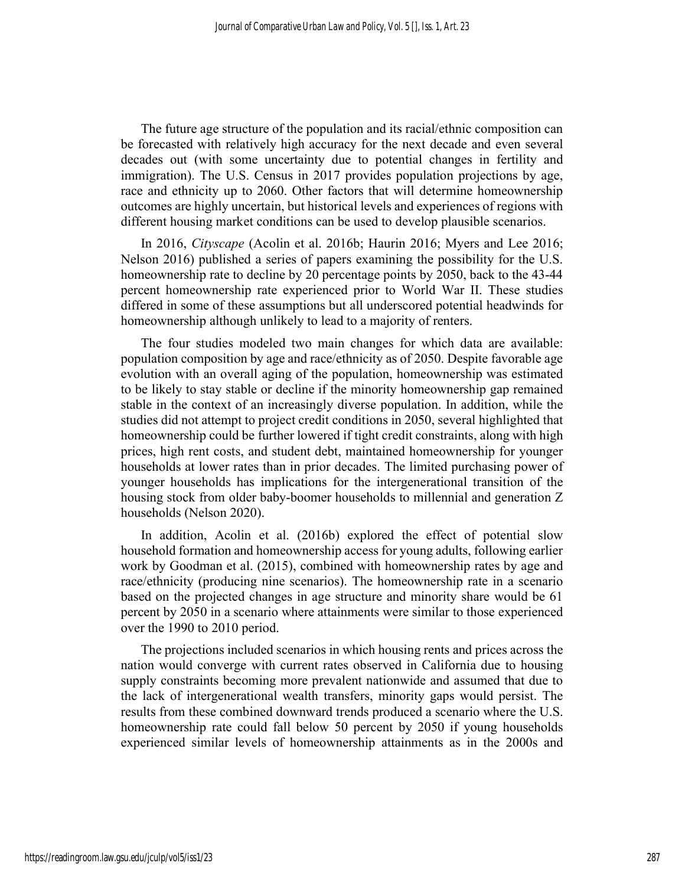The future age structure of the population and its racial/ethnic composition can be forecasted with relatively high accuracy for the next decade and even several decades out (with some uncertainty due to potential changes in fertility and immigration). The U.S. Census in 2017 provides population projections by age, race and ethnicity up to 2060. Other factors that will determine homeownership outcomes are highly uncertain, but historical levels and experiences of regions with different housing market conditions can be used to develop plausible scenarios.

In 2016, *Cityscape* (Acolin et al. 2016b; Haurin 2016; Myers and Lee 2016; Nelson 2016) published a series of papers examining the possibility for the U.S. homeownership rate to decline by 20 percentage points by 2050, back to the 43-44 percent homeownership rate experienced prior to World War II. These studies differed in some of these assumptions but all underscored potential headwinds for homeownership although unlikely to lead to a majority of renters.

The four studies modeled two main changes for which data are available: population composition by age and race/ethnicity as of 2050. Despite favorable age evolution with an overall aging of the population, homeownership was estimated to be likely to stay stable or decline if the minority homeownership gap remained stable in the context of an increasingly diverse population. In addition, while the studies did not attempt to project credit conditions in 2050, several highlighted that homeownership could be further lowered if tight credit constraints, along with high prices, high rent costs, and student debt, maintained homeownership for younger households at lower rates than in prior decades. The limited purchasing power of younger households has implications for the intergenerational transition of the housing stock from older baby-boomer households to millennial and generation Z households (Nelson 2020).

In addition, Acolin et al. (2016b) explored the effect of potential slow household formation and homeownership access for young adults, following earlier work by Goodman et al. (2015), combined with homeownership rates by age and race/ethnicity (producing nine scenarios). The homeownership rate in a scenario based on the projected changes in age structure and minority share would be 61 percent by 2050 in a scenario where attainments were similar to those experienced over the 1990 to 2010 period.

The projections included scenarios in which housing rents and prices across the nation would converge with current rates observed in California due to housing supply constraints becoming more prevalent nationwide and assumed that due to the lack of intergenerational wealth transfers, minority gaps would persist. The results from these combined downward trends produced a scenario where the U.S. homeownership rate could fall below 50 percent by 2050 if young households experienced similar levels of homeownership attainments as in the 2000s and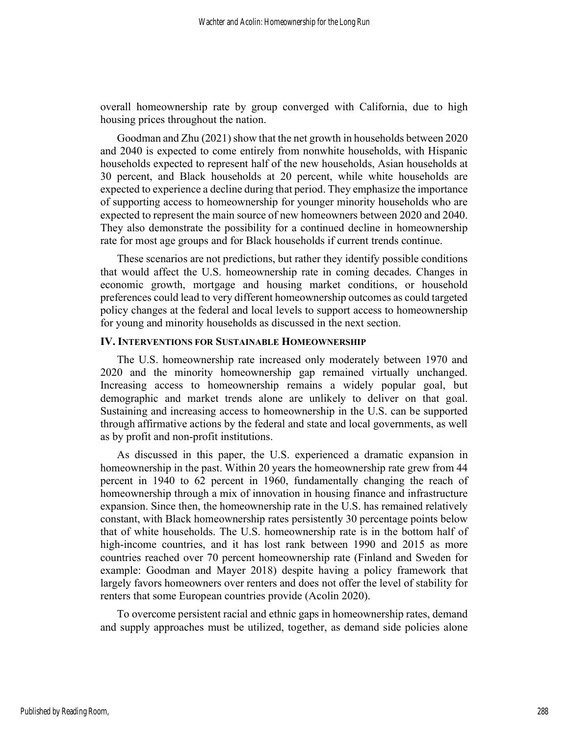overall homeownership rate by group converged with California, due to high housing prices throughout the nation.

Goodman and Zhu (2021) show that the net growth in households between 2020 and 2040 is expected to come entirely from nonwhite households, with Hispanic households expected to represent half of the new households, Asian households at 30 percent, and Black households at 20 percent, while white households are expected to experience a decline during that period. They emphasize the importance of supporting access to homeownership for younger minority households who are expected to represent the main source of new homeowners between 2020 and 2040. They also demonstrate the possibility for a continued decline in homeownership rate for most age groups and for Black households if current trends continue.

These scenarios are not predictions, but rather they identify possible conditions that would affect the U.S. homeownership rate in coming decades. Changes in economic growth, mortgage and housing market conditions, or household preferences could lead to very different homeownership outcomes as could targeted policy changes at the federal and local levels to support access to homeownership for young and minority households as discussed in the next section.

## IV. Interventions for Sustainable Homeownership

The U.S. homeownership rate increased only moderately between 1970 and 2020 and the minority homeownership gap remained virtually unchanged. Increasing access to homeownership remains a widely popular goal, but demographic and market trends alone are unlikely to deliver on that goal. Sustaining and increasing access to homeownership in the U.S. can be supported through affirmative actions by the federal and state and local governments, as well as by profit and non-profit institutions.

As discussed in this paper, the U.S. experienced a dramatic expansion in homeownership in the past. Within 20 years the homeownership rate grew from 44 percent in 1940 to 62 percent in 1960, fundamentally changing the reach of homeownership through a mix of innovation in housing finance and infrastructure expansion. Since then, the homeownership rate in the U.S. has remained relatively constant, with Black homeownership rates persistently 30 percentage points below that of white households. The U.S. homeownership rate is in the bottom half of high-income countries, and it has lost rank between 1990 and 2015 as more countries reached over 70 percent homeownership rate (Finland and Sweden for example: Goodman and Mayer 2018) despite having a policy framework that largely favors homeowners over renters and does not offer the level of stability for renters that some European countries provide (Acolin 2020).

To overcome persistent racial and ethnic gaps in homeownership rates, demand and supply approaches must be utilized, together, as demand side policies alone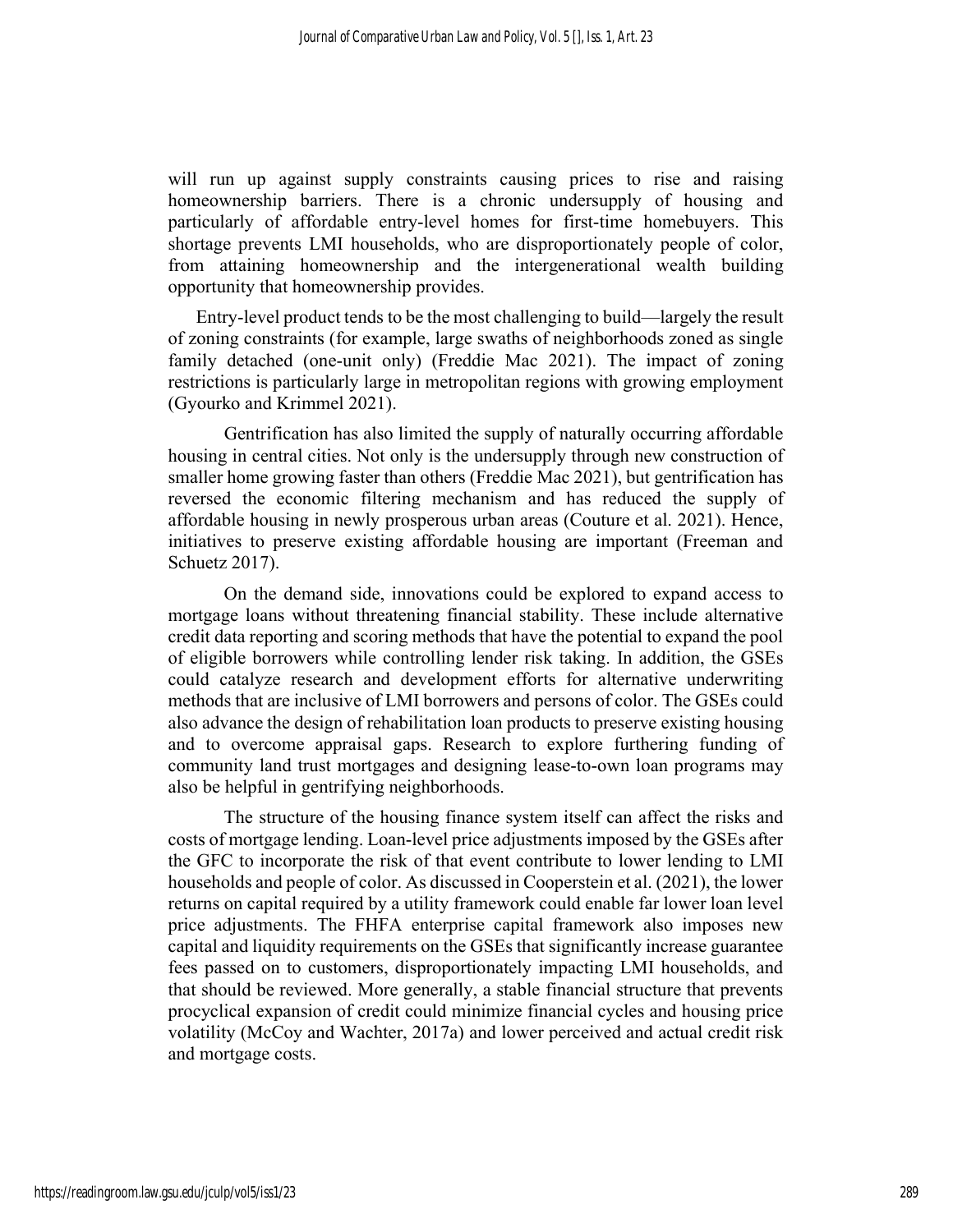will run up against supply constraints causing prices to rise and raising homeownership barriers. There is a chronic undersupply of housing and particularly of affordable entry-level homes for first-time homebuyers. This shortage prevents LMI households, who are disproportionately people of color, from attaining homeownership and the intergenerational wealth building opportunity that homeownership provides.

Entry-level product tends to be the most challenging to build—largely the result of zoning constraints (for example, large swaths of neighborhoods zoned as single family detached (one-unit only) (Freddie Mac 2021). The impact of zoning restrictions is particularly large in metropolitan regions with growing employment (Gyourko and Krimmel 2021).

Gentrification has also limited the supply of naturally occurring affordable housing in central cities. Not only is the undersupply through new construction of smaller home growing faster than others (Freddie Mac 2021), but gentrification has reversed the economic filtering mechanism and has reduced the supply of affordable housing in newly prosperous urban areas (Couture et al. 2021). Hence, initiatives to preserve existing affordable housing are important (Freeman and Schuetz 2017).

On the demand side, innovations could be explored to expand access to mortgage loans without threatening financial stability. These include alternative credit data reporting and scoring methods that have the potential to expand the pool of eligible borrowers while controlling lender risk taking. In addition, the GSEs could catalyze research and development efforts for alternative underwriting methods that are inclusive of LMI borrowers and persons of color. The GSEs could also advance the design of rehabilitation loan products to preserve existing housing and to overcome appraisal gaps. Research to explore furthering funding of community land trust mortgages and designing lease-to-own loan programs may also be helpful in gentrifying neighborhoods.

The structure of the housing finance system itself can affect the risks and costs of mortgage lending. Loan-level price adjustments imposed by the GSEs after the GFC to incorporate the risk of that event contribute to lower lending to LMI households and people of color. As discussed in Cooperstein et al. (2021), the lower returns on capital required by a utility framework could enable far lower loan level price adjustments. The FHFA enterprise capital framework also imposes new capital and liquidity requirements on the GSEs that significantly increase guarantee fees passed on to customers, disproportionately impacting LMI households, and that should be reviewed. More generally, a stable financial structure that prevents procyclical expansion of credit could minimize financial cycles and housing price volatility (McCoy and Wachter, 2017a) and lower perceived and actual credit risk and mortgage costs.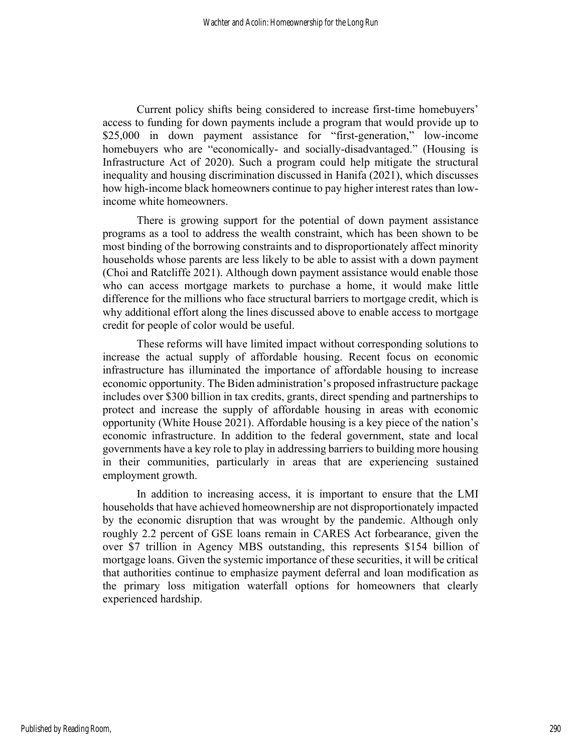Current policy shifts being considered to increase first-time homebuyers' access to funding for down payments include a program that would provide up to $25,000 in down payment assistance for "first-generation," low-income homebuyers who are "economically- and socially-disadvantaged." (Housing is Infrastructure Act of 2020). Such a program could help mitigate the structural inequality and housing discrimination discussed in Hanifa (2021), which discusses how high-income black homeowners continue to pay higher interest rates than low-income white homeowners.

There is growing support for the potential of down payment assistance programs as a tool to address the wealth constraint, which has been shown to be most binding of the borrowing constraints and to disproportionately affect minority households whose parents are less likely to be able to assist with a down payment (Choi and Ratcliffe 2021). Although down payment assistance would enable those who can access mortgage markets to purchase a home, it would make little difference for the millions who face structural barriers to mortgage credit, which is why additional effort along the lines discussed above to enable access to mortgage credit for people of color would be useful.

These reforms will have limited impact without corresponding solutions to increase the actual supply of affordable housing. Recent focus on economic infrastructure has illuminated the importance of affordable housing to increase economic opportunity. The Biden administration's proposed infrastructure package includes over $300 billion in tax credits, grants, direct spending and partnerships to protect and increase the supply of affordable housing in areas with economic opportunity (White House 2021). Affordable housing is a key piece of the nation's economic infrastructure. In addition to the federal government, state and local governments have a key role to play in addressing barriers to building more housing in their communities, particularly in areas that are experiencing sustained employment growth.

In addition to increasing access, it is important to ensure that the LMI households that have achieved homeownership are not disproportionately impacted by the economic disruption that was wrought by the pandemic. Although only roughly 2.2 percent of GSE loans remain in CARES Act forbearance, given the over $7 trillion in Agency MBS outstanding, this represents $154 billion of mortgage loans. Given the systemic importance of these securities, it will be critical that authorities continue to emphasize payment deferral and loan modification as the primary loss mitigation waterfall options for homeowners that clearly experienced hardship.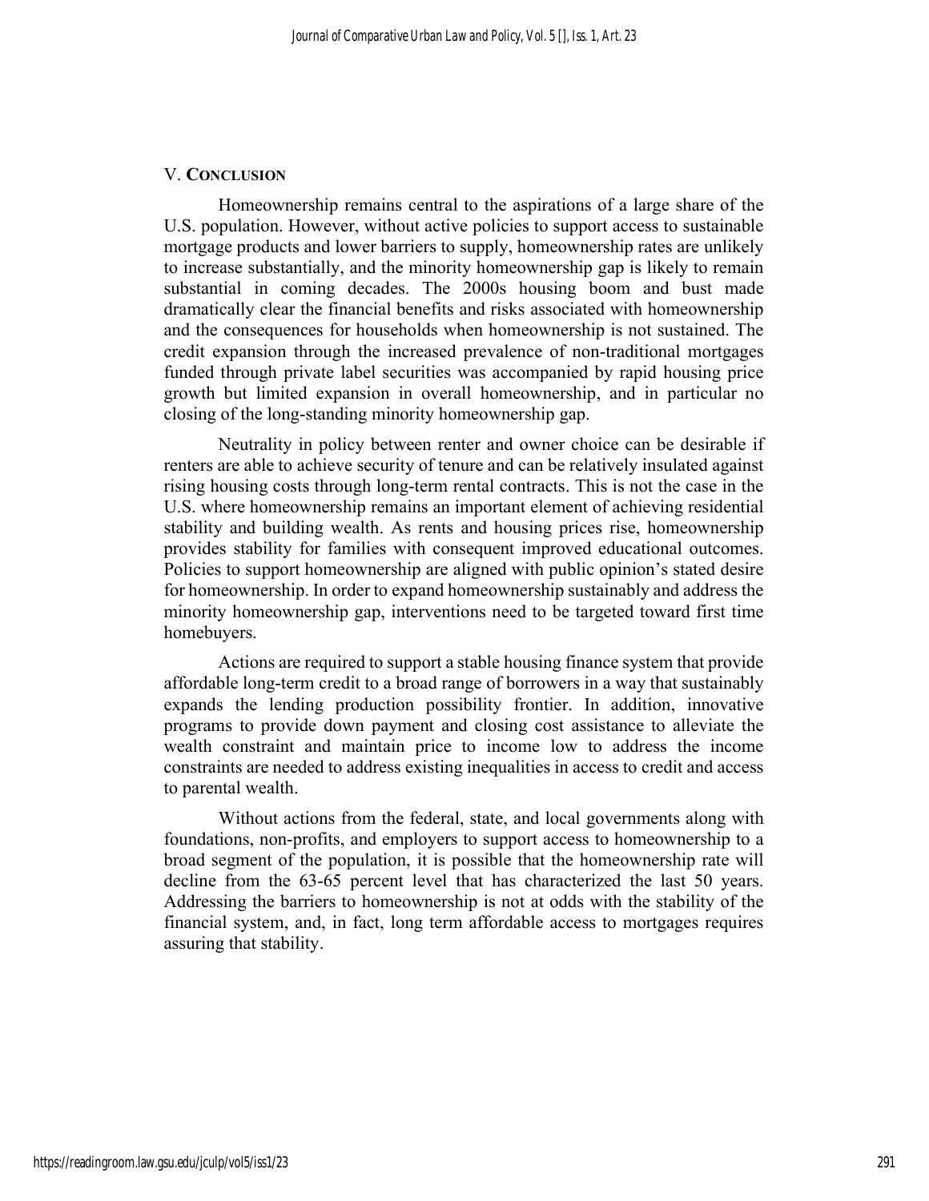## V. CONCLUSION

Homeownership remains central to the aspirations of a large share of the U.S. population. However, without active policies to support access to sustainable mortgage products and lower barriers to supply, homeownership rates are unlikely to increase substantially, and the minority homeownership gap is likely to remain substantial in coming decades. The 2000s housing boom and bust made dramatically clear the financial benefits and risks associated with homeownership and the consequences for households when homeownership is not sustained. The credit expansion through the increased prevalence of non-traditional mortgages funded through private label securities was accompanied by rapid housing price growth but limited expansion in overall homeownership, and in particular no closing of the long-standing minority homeownership gap.

Neutrality in policy between renter and owner choice can be desirable if renters are able to achieve security of tenure and can be relatively insulated against rising housing costs through long-term rental contracts. This is not the case in the U.S. where homeownership remains an important element of achieving residential stability and building wealth. As rents and housing prices rise, homeownership provides stability for families with consequent improved educational outcomes. Policies to support homeownership are aligned with public opinion's stated desire for homeownership. In order to expand homeownership sustainably and address the minority homeownership gap, interventions need to be targeted toward first time homebuyers.

Actions are required to support a stable housing finance system that provide affordable long-term credit to a broad range of borrowers in a way that sustainably expands the lending production possibility frontier. In addition, innovative programs to provide down payment and closing cost assistance to alleviate the wealth constraint and maintain price to income low to address the income constraints are needed to address existing inequalities in access to credit and access to parental wealth.

Without actions from the federal, state, and local governments along with foundations, non-profits, and employers to support access to homeownership to a broad segment of the population, it is possible that the homeownership rate will decline from the 63-65 percent level that has characterized the last 50 years. Addressing the barriers to homeownership is not at odds with the stability of the financial system, and, in fact, long term affordable access to mortgages requires assuring that stability.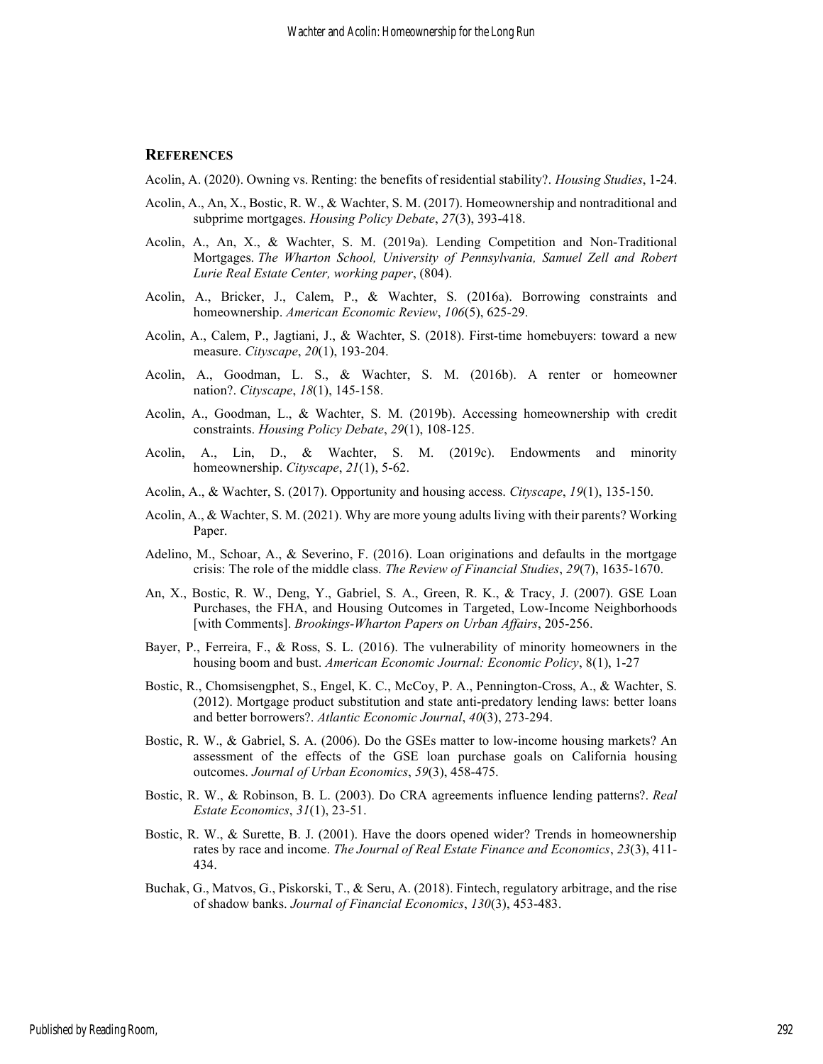## REFERENCES

Acolin, A. (2020). Owning vs. Renting: the benefits of residential stability?. *Housing Studies*, 1-24.

Acolin, A., An, X., Bostic, R. W., & Wachter, S. M. (2017). Homeownership and nontraditional and subprime mortgages. *Housing Policy Debate*, *27*(3), 393-418.

Acolin, A., An, X., & Wachter, S. M. (2019a). Lending Competition and Non-Traditional Mortgages. *The Wharton School, University of Pennsylvania, Samuel Zell and Robert Lurie Real Estate Center, working paper*, (804).

Acolin, A., Bricker, J., Calem, P., & Wachter, S. (2016a). Borrowing constraints and homeownership. *American Economic Review*, *106*(5), 625-29.

Acolin, A., Calem, P., Jagtiani, J., & Wachter, S. (2018). First-time homebuyers: toward a new measure. *Cityscape*, *20*(1), 193-204.

Acolin, A., Goodman, L. S., & Wachter, S. M. (2016b). A renter or homeowner nation?. *Cityscape*, *18*(1), 145-158.

Acolin, A., Goodman, L., & Wachter, S. M. (2019b). Accessing homeownership with credit constraints. *Housing Policy Debate*, *29*(1), 108-125.

Acolin, A., Lin, D., & Wachter, S. M. (2019c). Endowments and minority homeownership. *Cityscape*, *21*(1), 5-62.

Acolin, A., & Wachter, S. (2017). Opportunity and housing access. *Cityscape*, *19*(1), 135-150.

Acolin, A., & Wachter, S. M. (2021). Why are more young adults living with their parents? Working Paper.

Adelino, M., Schoar, A., & Severino, F. (2016). Loan originations and defaults in the mortgage crisis: The role of the middle class. *The Review of Financial Studies*, *29*(7), 1635-1670.

An, X., Bostic, R. W., Deng, Y., Gabriel, S. A., Green, R. K., & Tracy, J. (2007). GSE Loan Purchases, the FHA, and Housing Outcomes in Targeted, Low-Income Neighborhoods [with Comments]. *Brookings-Wharton Papers on Urban Affairs*, 205-256.

Bayer, P., Ferreira, F., & Ross, S. L. (2016). The vulnerability of minority homeowners in the housing boom and bust. *American Economic Journal: Economic Policy*, 8(1), 1-27

Bostic, R., Chomsisengphet, S., Engel, K. C., McCoy, P. A., Pennington-Cross, A., & Wachter, S. (2012). Mortgage product substitution and state anti-predatory lending laws: better loans and better borrowers?. *Atlantic Economic Journal*, *40*(3), 273-294.

Bostic, R. W., & Gabriel, S. A. (2006). Do the GSEs matter to low-income housing markets? An assessment of the effects of the GSE loan purchase goals on California housing outcomes. *Journal of Urban Economics*, *59*(3), 458-475.

Bostic, R. W., & Robinson, B. L. (2003). Do CRA agreements influence lending patterns?. *Real Estate Economics*, *31*(1), 23-51.

Bostic, R. W., & Surette, B. J. (2001). Have the doors opened wider? Trends in homeownership rates by race and income. *The Journal of Real Estate Finance and Economics*, *23*(3), 411-434.

Buchak, G., Matvos, G., Piskorski, T., & Seru, A. (2018). Fintech, regulatory arbitrage, and the rise of shadow banks. *Journal of Financial Economics*, *130*(3), 453-483.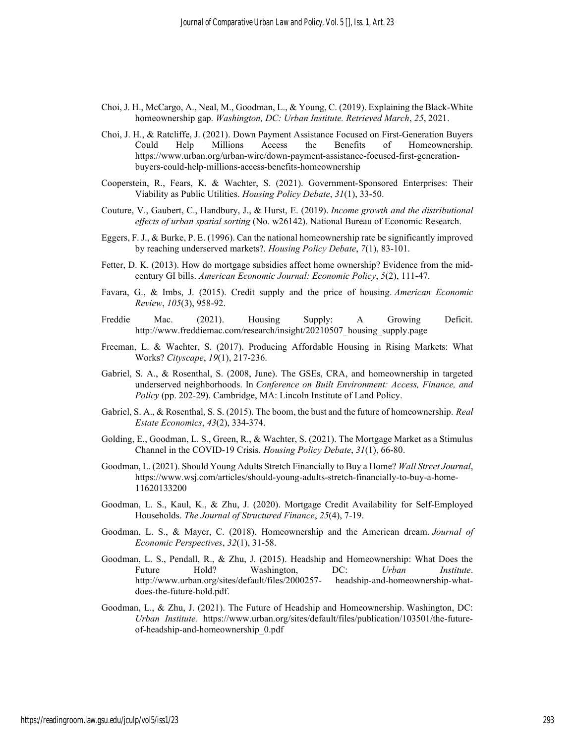Choi, J. H., McCargo, A., Neal, M., Goodman, L., & Young, C. (2019). Explaining the Black-White homeownership gap. *Washington, DC: Urban Institute. Retrieved March*, *25*, 2021.

Choi, J. H., & Ratcliffe, J. (2021). Down Payment Assistance Focused on First-Generation Buyers Could Help Millions Access the Benefits of Homeownership. https://www.urban.org/urban-wire/down-payment-assistance-focused-first-generation-buyers-could-help-millions-access-benefits-homeownership

Cooperstein, R., Fears, K. & Wachter, S. (2021). Government-Sponsored Enterprises: Their Viability as Public Utilities. *Housing Policy Debate*, *31*(1), 33-50.

Couture, V., Gaubert, C., Handbury, J., & Hurst, E. (2019). *Income growth and the distributional effects of urban spatial sorting* (No. w26142). National Bureau of Economic Research.

Eggers, F. J., & Burke, P. E. (1996). Can the national homeownership rate be significantly improved by reaching underserved markets?. *Housing Policy Debate*, *7*(1), 83-101.

Fetter, D. K. (2013). How do mortgage subsidies affect home ownership? Evidence from the mid-century GI bills. *American Economic Journal: Economic Policy*, *5*(2), 111-47.

Favara, G., & Imbs, J. (2015). Credit supply and the price of housing. *American Economic Review*, *105*(3), 958-92.

Freddie Mac. (2021). Housing Supply: A Growing Deficit. http://www.freddiemac.com/research/insight/20210507_housing_supply.page

Freeman, L. & Wachter, S. (2017). Producing Affordable Housing in Rising Markets: What Works? *Cityscape*, *19*(1), 217-236.

Gabriel, S. A., & Rosenthal, S. (2008, June). The GSEs, CRA, and homeownership in targeted underserved neighborhoods. In *Conference on Built Environment: Access, Finance, and Policy* (pp. 202-29). Cambridge, MA: Lincoln Institute of Land Policy.

Gabriel, S. A., & Rosenthal, S. S. (2015). The boom, the bust and the future of homeownership. *Real Estate Economics*, *43*(2), 334-374.

Golding, E., Goodman, L. S., Green, R., & Wachter, S. (2021). The Mortgage Market as a Stimulus Channel in the COVID-19 Crisis. *Housing Policy Debate*, *31*(1), 66-80.

Goodman, L. (2021). Should Young Adults Stretch Financially to Buy a Home? *Wall Street Journal*, https://www.wsj.com/articles/should-young-adults-stretch-financially-to-buy-a-home-11620133200

Goodman, L. S., Kaul, K., & Zhu, J. (2020). Mortgage Credit Availability for Self-Employed Households. *The Journal of Structured Finance*, *25*(4), 7-19.

Goodman, L. S., & Mayer, C. (2018). Homeownership and the American dream. *Journal of Economic Perspectives*, *32*(1), 31-58.

Goodman, L. S., Pendall, R., & Zhu, J. (2015). Headship and Homeownership: What Does the Future Hold? Washington, DC: *Urban Institute*. http://www.urban.org/sites/default/files/2000257- headship-and-homeownership-what-does-the-future-hold.pdf.

Goodman, L., & Zhu, J. (2021). The Future of Headship and Homeownership. Washington, DC: *Urban Institute.* https://www.urban.org/sites/default/files/publication/103501/the-future-of-headship-and-homeownership_0.pdf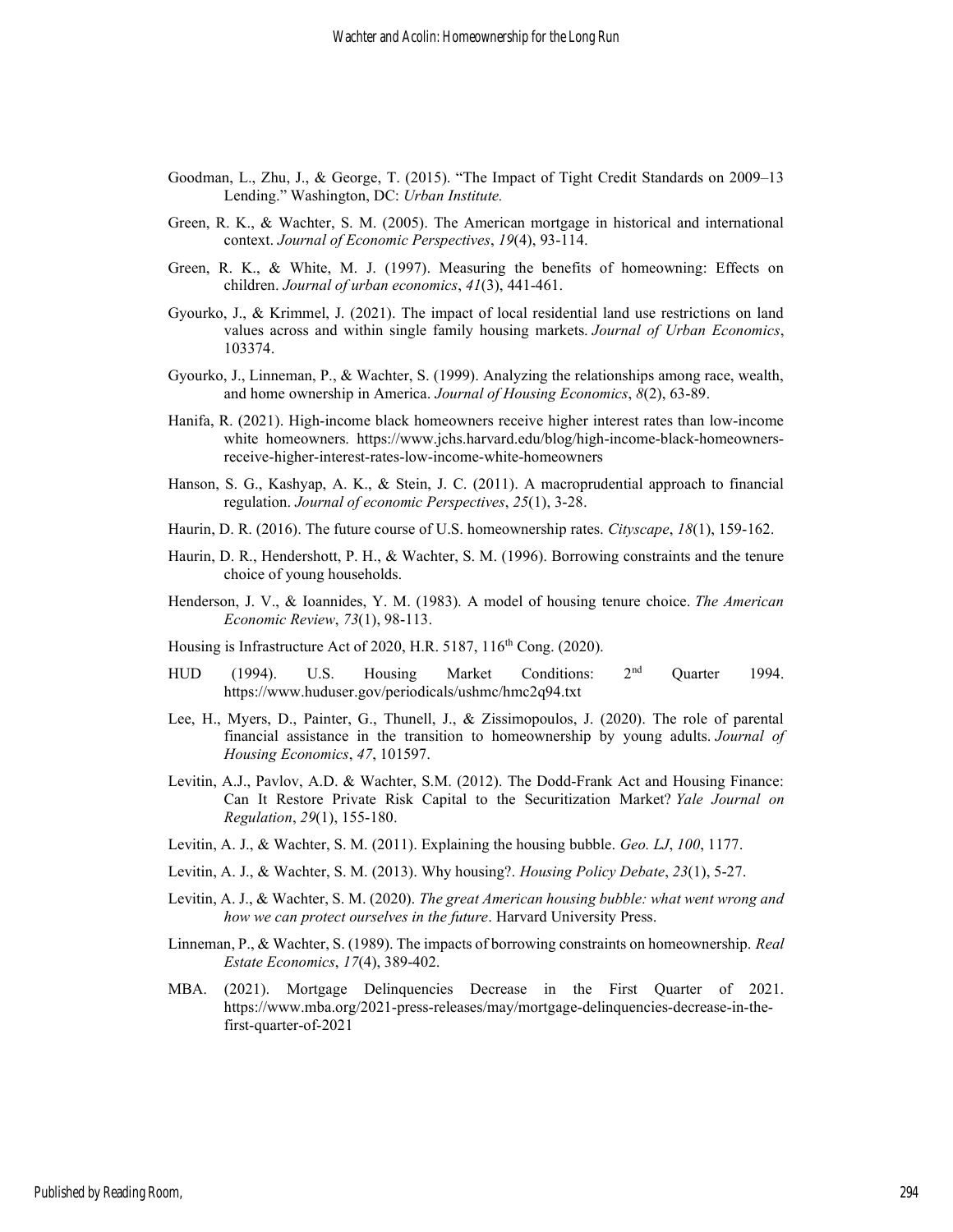Goodman, L., Zhu, J., & George, T. (2015). "The Impact of Tight Credit Standards on 2009–13 Lending." Washington, DC: *Urban Institute.*

Green, R. K., & Wachter, S. M. (2005). The American mortgage in historical and international context. *Journal of Economic Perspectives*, *19*(4), 93-114.

Green, R. K., & White, M. J. (1997). Measuring the benefits of homeowning: Effects on children. *Journal of urban economics*, *41*(3), 441-461.

Gyourko, J., & Krimmel, J. (2021). The impact of local residential land use restrictions on land values across and within single family housing markets. *Journal of Urban Economics*, 103374.

Gyourko, J., Linneman, P., & Wachter, S. (1999). Analyzing the relationships among race, wealth, and home ownership in America. *Journal of Housing Economics*, *8*(2), 63-89.

Hanifa, R. (2021). High-income black homeowners receive higher interest rates than low-income white homeowners. https://www.jchs.harvard.edu/blog/high-income-black-homeowners-receive-higher-interest-rates-low-income-white-homeowners

Hanson, S. G., Kashyap, A. K., & Stein, J. C. (2011). A macroprudential approach to financial regulation. *Journal of economic Perspectives*, *25*(1), 3-28.

Haurin, D. R. (2016). The future course of U.S. homeownership rates. *Cityscape*, *18*(1), 159-162.

Haurin, D. R., Hendershott, P. H., & Wachter, S. M. (1996). Borrowing constraints and the tenure choice of young households.

Henderson, J. V., & Ioannides, Y. M. (1983). A model of housing tenure choice. *The American Economic Review*, *73*(1), 98-113.

Housing is Infrastructure Act of 2020, H.R. 5187, 116th Cong. (2020).

HUD (1994). U.S. Housing Market Conditions: 2nd Quarter 1994. https://www.huduser.gov/periodicals/ushmc/hmc2q94.txt

Lee, H., Myers, D., Painter, G., Thunell, J., & Zissimopoulos, J. (2020). The role of parental financial assistance in the transition to homeownership by young adults. *Journal of Housing Economics*, *47*, 101597.

Levitin, A.J., Pavlov, A.D. & Wachter, S.M. (2012). The Dodd-Frank Act and Housing Finance: Can It Restore Private Risk Capital to the Securitization Market? *Yale Journal on Regulation*, *29*(1), 155-180.

Levitin, A. J., & Wachter, S. M. (2011). Explaining the housing bubble. *Geo. LJ*, *100*, 1177.

Levitin, A. J., & Wachter, S. M. (2013). Why housing?. *Housing Policy Debate*, *23*(1), 5-27.

Levitin, A. J., & Wachter, S. M. (2020). *The great American housing bubble: what went wrong and how we can protect ourselves in the future*. Harvard University Press.

Linneman, P., & Wachter, S. (1989). The impacts of borrowing constraints on homeownership. *Real Estate Economics*, *17*(4), 389-402.

MBA. (2021). Mortgage Delinquencies Decrease in the First Quarter of 2021. https://www.mba.org/2021-press-releases/may/mortgage-delinquencies-decrease-in-the-first-quarter-of-2021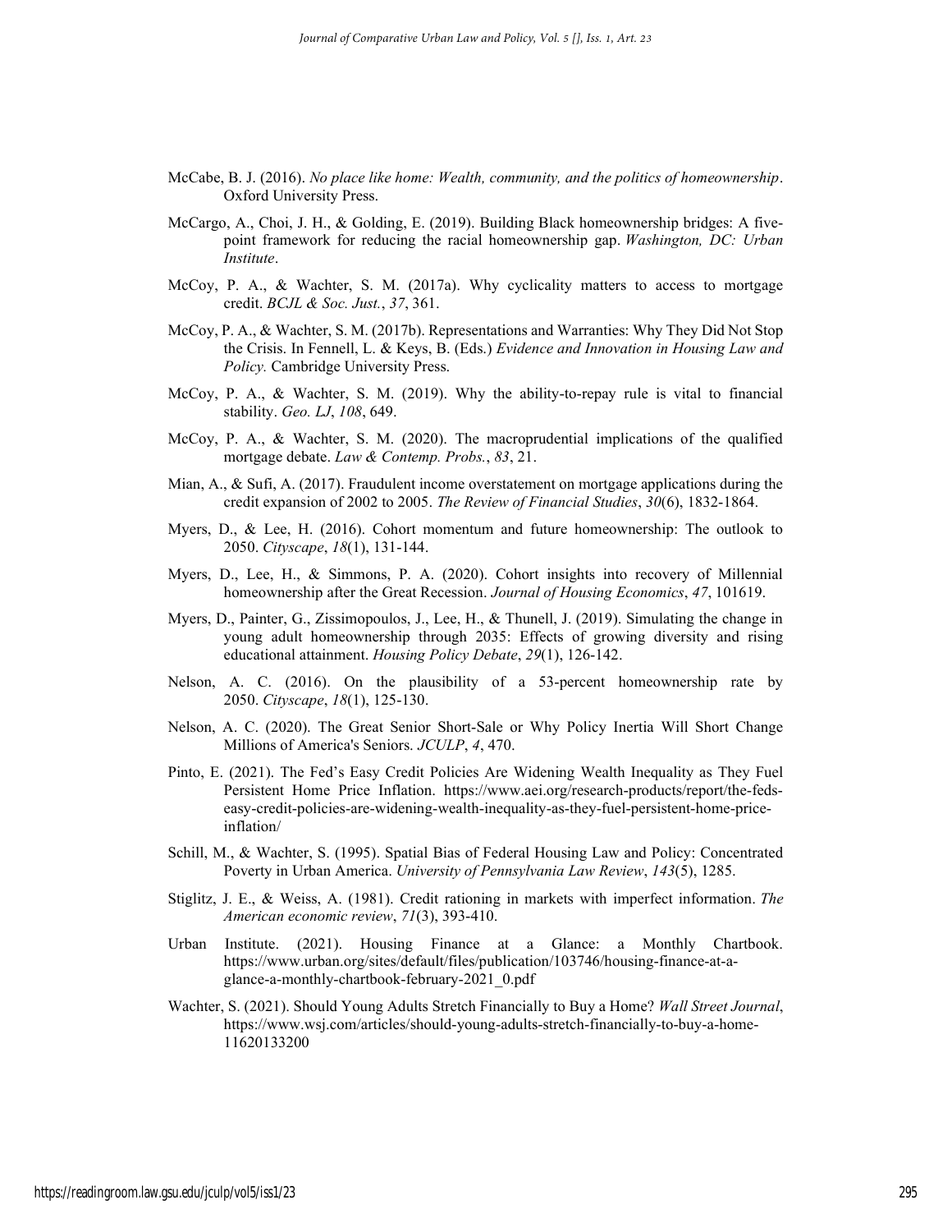McCabe, B. J. (2016). *No place like home: Wealth, community, and the politics of homeownership*. Oxford University Press.

McCargo, A., Choi, J. H., & Golding, E. (2019). Building Black homeownership bridges: A five-point framework for reducing the racial homeownership gap. *Washington, DC: Urban Institute*.

McCoy, P. A., & Wachter, S. M. (2017a). Why cyclicality matters to access to mortgage credit. *BCJL & Soc. Just.*, *37*, 361.

McCoy, P. A., & Wachter, S. M. (2017b). Representations and Warranties: Why They Did Not Stop the Crisis. In Fennell, L. & Keys, B. (Eds.) *Evidence and Innovation in Housing Law and Policy.* Cambridge University Press.

McCoy, P. A., & Wachter, S. M. (2019). Why the ability-to-repay rule is vital to financial stability. *Geo. LJ*, *108*, 649.

McCoy, P. A., & Wachter, S. M. (2020). The macroprudential implications of the qualified mortgage debate. *Law & Contemp. Probs.*, *83*, 21.

Mian, A., & Sufi, A. (2017). Fraudulent income overstatement on mortgage applications during the credit expansion of 2002 to 2005. *The Review of Financial Studies*, *30*(6), 1832-1864.

Myers, D., & Lee, H. (2016). Cohort momentum and future homeownership: The outlook to 2050. *Cityscape*, *18*(1), 131-144.

Myers, D., Lee, H., & Simmons, P. A. (2020). Cohort insights into recovery of Millennial homeownership after the Great Recession. *Journal of Housing Economics*, *47*, 101619.

Myers, D., Painter, G., Zissimopoulos, J., Lee, H., & Thunell, J. (2019). Simulating the change in young adult homeownership through 2035: Effects of growing diversity and rising educational attainment. *Housing Policy Debate*, *29*(1), 126-142.

Nelson, A. C. (2016). On the plausibility of a 53-percent homeownership rate by 2050. *Cityscape*, *18*(1), 125-130.

Nelson, A. C. (2020). The Great Senior Short-Sale or Why Policy Inertia Will Short Change Millions of America's Seniors. *JCULP*, *4*, 470.

Pinto, E. (2021). The Fed's Easy Credit Policies Are Widening Wealth Inequality as They Fuel Persistent Home Price Inflation. https://www.aei.org/research-products/report/the-feds-easy-credit-policies-are-widening-wealth-inequality-as-they-fuel-persistent-home-price-inflation/

Schill, M., & Wachter, S. (1995). Spatial Bias of Federal Housing Law and Policy: Concentrated Poverty in Urban America. *University of Pennsylvania Law Review*, *143*(5), 1285.

Stiglitz, J. E., & Weiss, A. (1981). Credit rationing in markets with imperfect information. *The American economic review*, *71*(3), 393-410.

Urban Institute. (2021). Housing Finance at a Glance: a Monthly Chartbook. https://www.urban.org/sites/default/files/publication/103746/housing-finance-at-a-glance-a-monthly-chartbook-february-2021_0.pdf

Wachter, S. (2021). Should Young Adults Stretch Financially to Buy a Home? *Wall Street Journal*, https://www.wsj.com/articles/should-young-adults-stretch-financially-to-buy-a-home-11620133200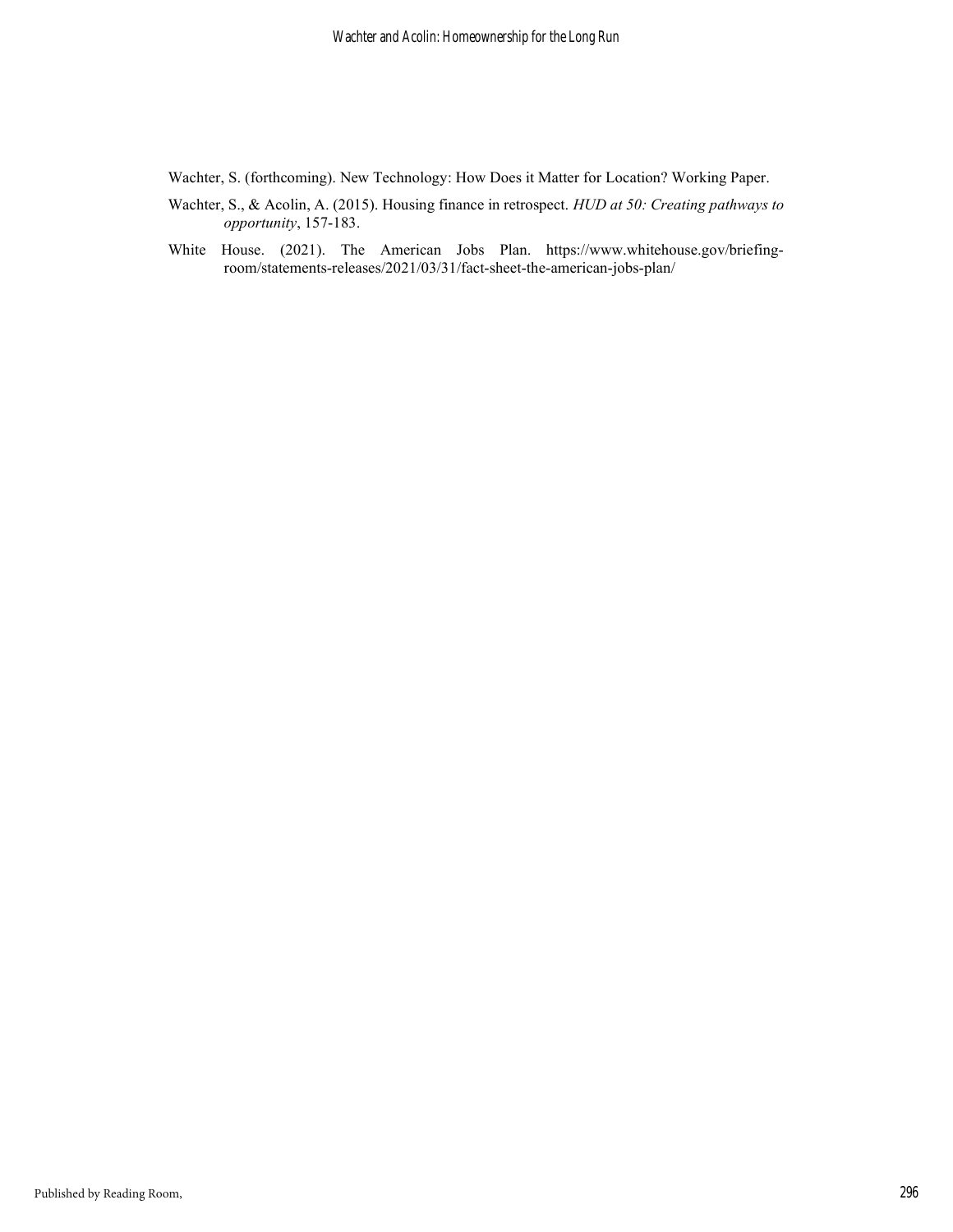Wachter, S. (forthcoming). New Technology: How Does it Matter for Location? Working Paper.

Wachter, S., & Acolin, A. (2015). Housing finance in retrospect. *HUD at 50: Creating pathways to opportunity*, 157-183.

White House. (2021). The American Jobs Plan. https://www.whitehouse.gov/briefing-room/statements-releases/2021/03/31/fact-sheet-the-american-jobs-plan/